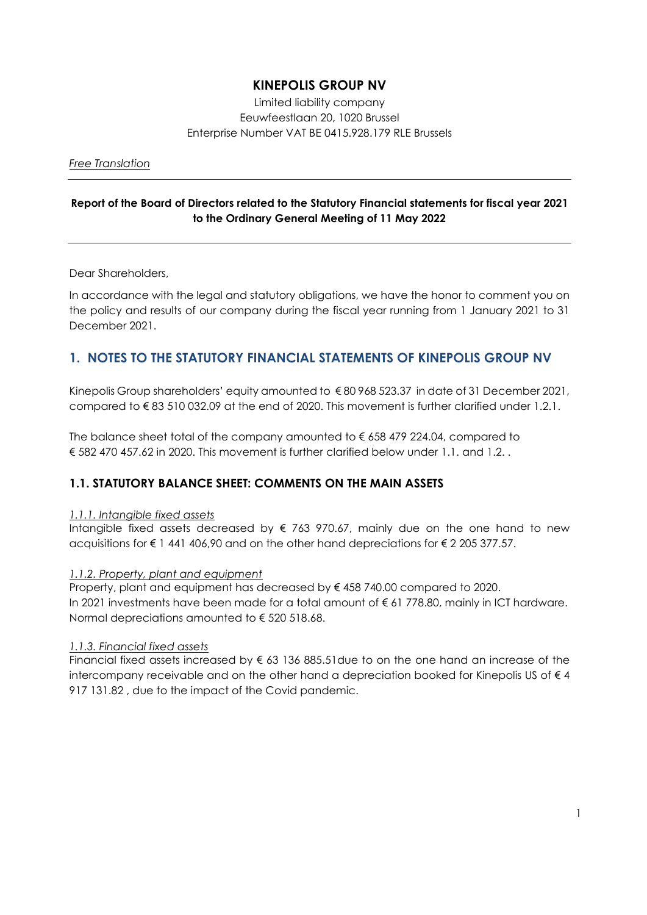# KINEPOLIS GROUP NV

Limited liability company
Eeuwfeestlaan 20, 1020 Brussel
Enterprise Number VAT BE 0415.928.179 RLE Brussels

*Free Translation*

---

**Report of the Board of Directors related to the Statutory Financial statements for fiscal year 2021 to the Ordinary General Meeting of 11 May 2022**

---

Dear Shareholders,

In accordance with the legal and statutory obligations, we have the honor to comment you on the policy and results of our company during the fiscal year running from 1 January 2021 to 31 December 2021.

## 1. NOTES TO THE STATUTORY FINANCIAL STATEMENTS OF KINEPOLIS GROUP NV

Kinepolis Group shareholders' equity amounted to € 80 968 523.37 in date of 31 December 2021, compared to € 83 510 032.09 at the end of 2020. This movement is further clarified under 1.2.1.

The balance sheet total of the company amounted to € 658 479 224.04, compared to € 582 470 457.62 in 2020. This movement is further clarified below under 1.1. and 1.2. .

### 1.1. STATUTORY BALANCE SHEET: COMMENTS ON THE MAIN ASSETS

*1.1.1. Intangible fixed assets*

Intangible fixed assets decreased by € 763 970.67, mainly due on the one hand to new acquisitions for € 1 441 406,90 and on the other hand depreciations for € 2 205 377.57.

*1.1.2. Property, plant and equipment*

Property, plant and equipment has decreased by € 458 740.00 compared to 2020.
In 2021 investments have been made for a total amount of € 61 778.80, mainly in ICT hardware. Normal depreciations amounted to € 520 518.68.

*1.1.3. Financial fixed assets*

Financial fixed assets increased by € 63 136 885.51due to on the one hand an increase of the intercompany receivable and on the other hand a depreciation booked for Kinepolis US of € 4 917 131.82 , due to the impact of the Covid pandemic.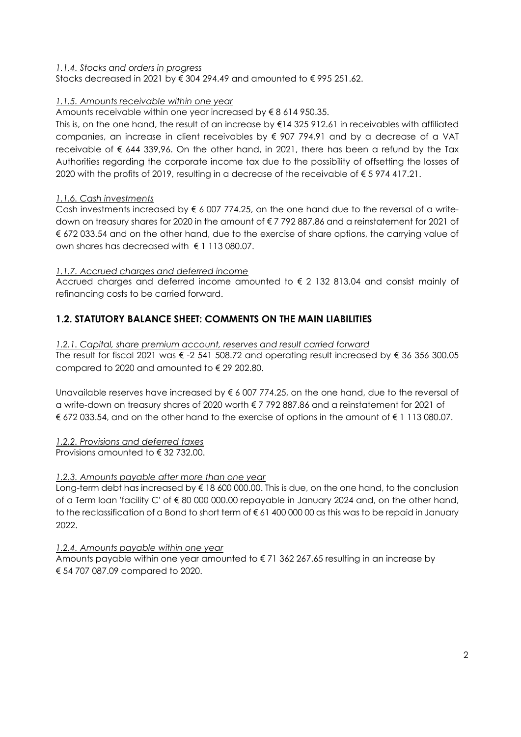*1.1.4. Stocks and orders in progress*

Stocks decreased in 2021 by € 304 294.49 and amounted to € 995 251.62.

*1.1.5. Amounts receivable within one year*

Amounts receivable within one year increased by € 8 614 950.35.

This is, on the one hand, the result of an increase by €14 325 912.61 in receivables with affiliated companies, an increase in client receivables by € 907 794,91 and by a decrease of a VAT receivable of € 644 339,96. On the other hand, in 2021, there has been a refund by the Tax Authorities regarding the corporate income tax due to the possibility of offsetting the losses of 2020 with the profits of 2019, resulting in a decrease of the receivable of € 5 974 417.21.

*1.1.6. Cash investments*

Cash investments increased by € 6 007 774.25, on the one hand due to the reversal of a write-down on treasury shares for 2020 in the amount of € 7 792 887.86 and a reinstatement for 2021 of € 672 033.54 and on the other hand, due to the exercise of share options, the carrying value of own shares has decreased with € 1 113 080.07.

*1.1.7. Accrued charges and deferred income*

Accrued charges and deferred income amounted to € 2 132 813.04 and consist mainly of refinancing costs to be carried forward.

## 1.2. STATUTORY BALANCE SHEET: COMMENTS ON THE MAIN LIABILITIES

*1.2.1. Capital, share premium account, reserves and result carried forward*

The result for fiscal 2021 was € -2 541 508.72 and operating result increased by € 36 356 300.05 compared to 2020 and amounted to € 29 202.80.

Unavailable reserves have increased by € 6 007 774.25, on the one hand, due to the reversal of a write-down on treasury shares of 2020 worth € 7 792 887.86 and a reinstatement for 2021 of € 672 033.54, and on the other hand to the exercise of options in the amount of € 1 113 080.07.

*1.2.2. Provisions and deferred taxes*

Provisions amounted to € 32 732.00.

*1.2.3. Amounts payable after more than one year*

Long-term debt has increased by € 18 600 000.00. This is due, on the one hand, to the conclusion of a Term loan 'facility C' of € 80 000 000.00 repayable in January 2024 and, on the other hand, to the reclassification of a Bond to short term of € 61 400 000 00 as this was to be repaid in January 2022.

*1.2.4. Amounts payable within one year*

Amounts payable within one year amounted to € 71 362 267.65 resulting in an increase by € 54 707 087.09 compared to 2020.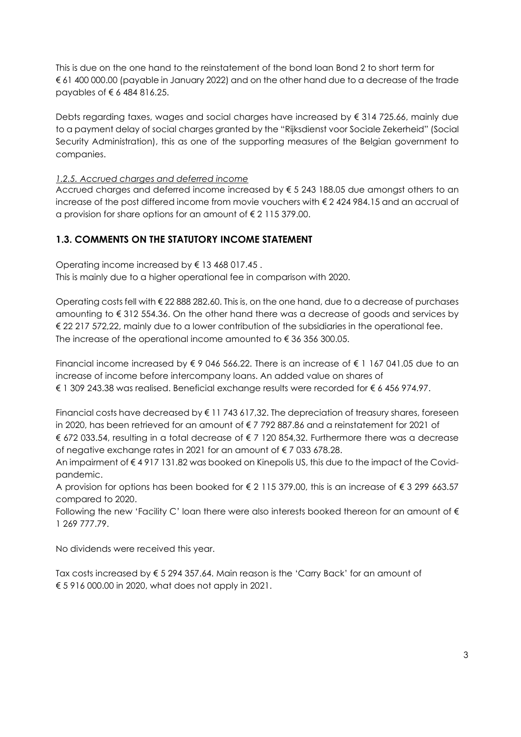This is due on the one hand to the reinstatement of the bond loan Bond 2 to short term for € 61 400 000.00 (payable in January 2022) and on the other hand due to a decrease of the trade payables of € 6 484 816.25.

Debts regarding taxes, wages and social charges have increased by € 314 725.66, mainly due to a payment delay of social charges granted by the "Rijksdienst voor Sociale Zekerheid" (Social Security Administration), this as one of the supporting measures of the Belgian government to companies.

*1.2.5. Accrued charges and deferred income*

Accrued charges and deferred income increased by € 5 243 188.05 due amongst others to an increase of the post differed income from movie vouchers with € 2 424 984.15 and an accrual of a provision for share options for an amount of € 2 115 379.00.

## 1.3. COMMENTS ON THE STATUTORY INCOME STATEMENT

Operating income increased by € 13 468 017.45 .
This is mainly due to a higher operational fee in comparison with 2020.

Operating costs fell with € 22 888 282.60. This is, on the one hand, due to a decrease of purchases amounting to € 312 554.36. On the other hand there was a decrease of goods and services by € 22 217 572,22, mainly due to a lower contribution of the subsidiaries in the operational fee. The increase of the operational income amounted to € 36 356 300.05.

Financial income increased by € 9 046 566.22. There is an increase of € 1 167 041.05 due to an increase of income before intercompany loans. An added value on shares of € 1 309 243.38 was realised. Beneficial exchange results were recorded for € 6 456 974.97.

Financial costs have decreased by € 11 743 617,32. The depreciation of treasury shares, foreseen in 2020, has been retrieved for an amount of € 7 792 887.86 and a reinstatement for 2021 of € 672 033.54, resulting in a total decrease of € 7 120 854,32. Furthermore there was a decrease of negative exchange rates in 2021 for an amount of € 7 033 678.28.
An impairment of € 4 917 131.82 was booked on Kinepolis US, this due to the impact of the Covid-pandemic.
A provision for options has been booked for € 2 115 379.00, this is an increase of € 3 299 663.57 compared to 2020.
Following the new 'Facility C' loan there were also interests booked thereon for an amount of € 1 269 777.79.

No dividends were received this year.

Tax costs increased by € 5 294 357.64. Main reason is the 'Carry Back' for an amount of € 5 916 000.00 in 2020, what does not apply in 2021.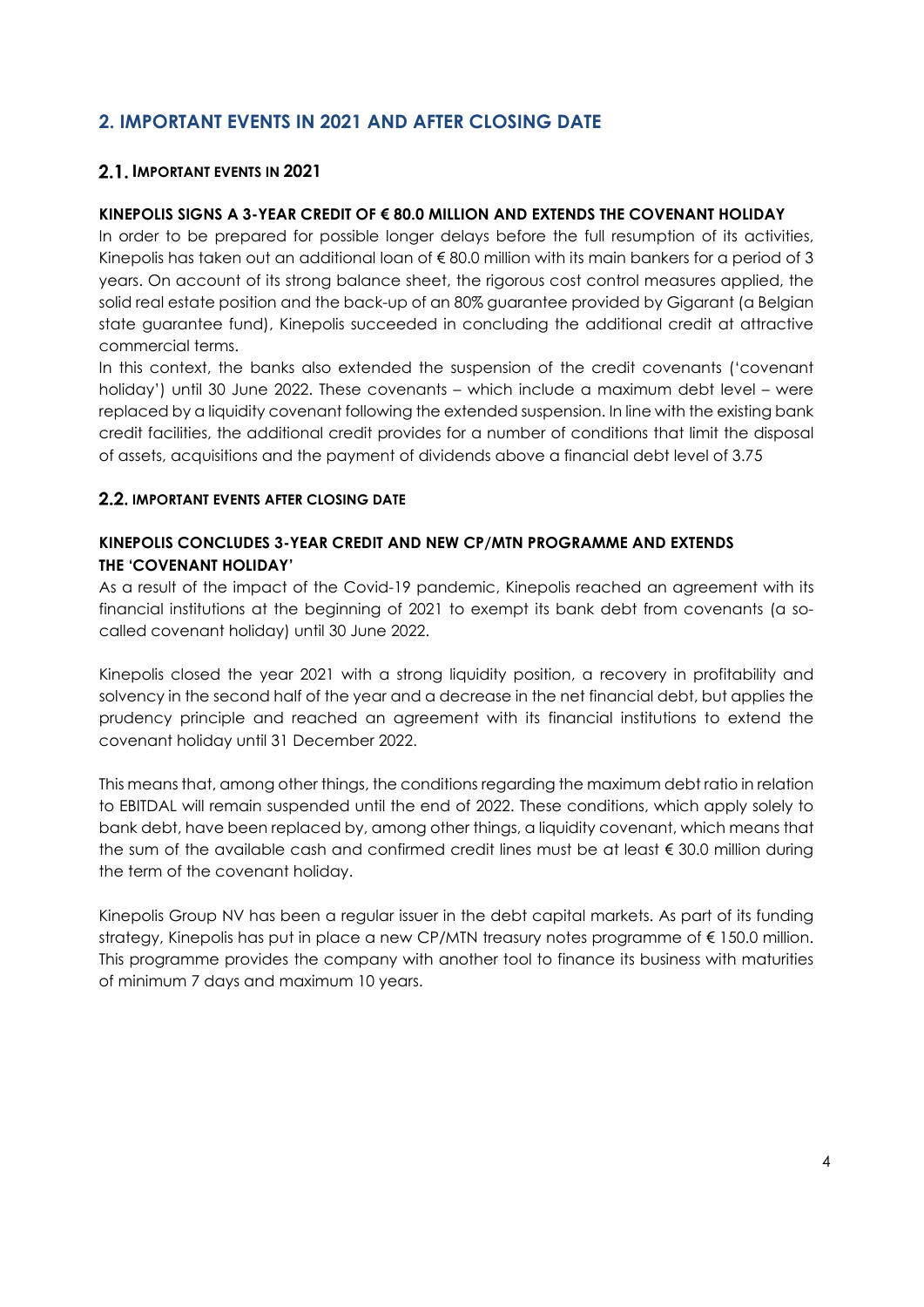# 2. IMPORTANT EVENTS IN 2021 AND AFTER CLOSING DATE

## 2.1. IMPORTANT EVENTS IN 2021

**KINEPOLIS SIGNS A 3-YEAR CREDIT OF € 80.0 MILLION AND EXTENDS THE COVENANT HOLIDAY**

In order to be prepared for possible longer delays before the full resumption of its activities, Kinepolis has taken out an additional loan of € 80.0 million with its main bankers for a period of 3 years. On account of its strong balance sheet, the rigorous cost control measures applied, the solid real estate position and the back-up of an 80% guarantee provided by Gigarant (a Belgian state guarantee fund), Kinepolis succeeded in concluding the additional credit at attractive commercial terms.

In this context, the banks also extended the suspension of the credit covenants ('covenant holiday') until 30 June 2022. These covenants – which include a maximum debt level – were replaced by a liquidity covenant following the extended suspension. In line with the existing bank credit facilities, the additional credit provides for a number of conditions that limit the disposal of assets, acquisitions and the payment of dividends above a financial debt level of 3.75

## 2.2. IMPORTANT EVENTS AFTER CLOSING DATE

**KINEPOLIS CONCLUDES 3-YEAR CREDIT AND NEW CP/MTN PROGRAMME AND EXTENDS THE 'COVENANT HOLIDAY'**

As a result of the impact of the Covid-19 pandemic, Kinepolis reached an agreement with its financial institutions at the beginning of 2021 to exempt its bank debt from covenants (a so-called covenant holiday) until 30 June 2022.

Kinepolis closed the year 2021 with a strong liquidity position, a recovery in profitability and solvency in the second half of the year and a decrease in the net financial debt, but applies the prudency principle and reached an agreement with its financial institutions to extend the covenant holiday until 31 December 2022.

This means that, among other things, the conditions regarding the maximum debt ratio in relation to EBITDAL will remain suspended until the end of 2022. These conditions, which apply solely to bank debt, have been replaced by, among other things, a liquidity covenant, which means that the sum of the available cash and confirmed credit lines must be at least € 30.0 million during the term of the covenant holiday.

Kinepolis Group NV has been a regular issuer in the debt capital markets. As part of its funding strategy, Kinepolis has put in place a new CP/MTN treasury notes programme of € 150.0 million. This programme provides the company with another tool to finance its business with maturities of minimum 7 days and maximum 10 years.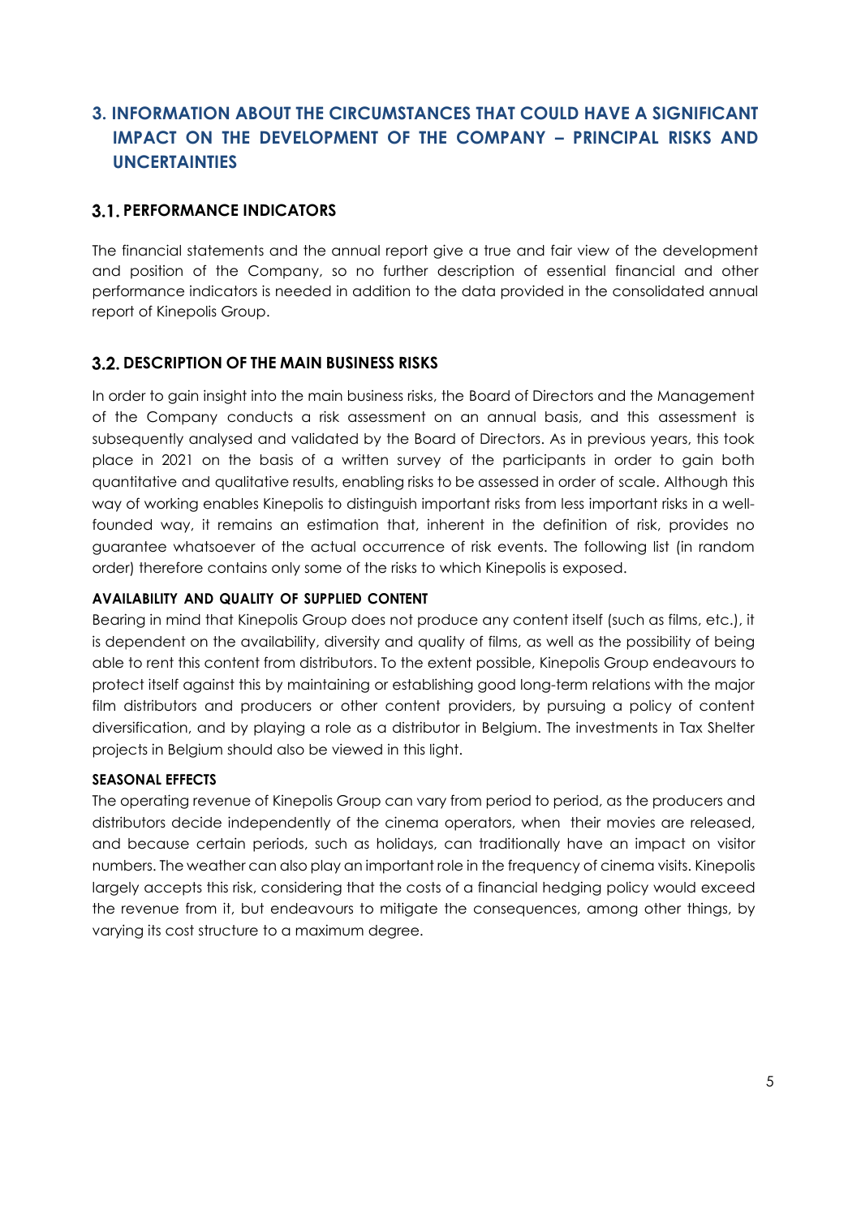## 3. INFORMATION ABOUT THE CIRCUMSTANCES THAT COULD HAVE A SIGNIFICANT IMPACT ON THE DEVELOPMENT OF THE COMPANY – PRINCIPAL RISKS AND UNCERTAINTIES

### 3.1. PERFORMANCE INDICATORS

The financial statements and the annual report give a true and fair view of the development and position of the Company, so no further description of essential financial and other performance indicators is needed in addition to the data provided in the consolidated annual report of Kinepolis Group.

### 3.2. DESCRIPTION OF THE MAIN BUSINESS RISKS

In order to gain insight into the main business risks, the Board of Directors and the Management of the Company conducts a risk assessment on an annual basis, and this assessment is subsequently analysed and validated by the Board of Directors. As in previous years, this took place in 2021 on the basis of a written survey of the participants in order to gain both quantitative and qualitative results, enabling risks to be assessed in order of scale. Although this way of working enables Kinepolis to distinguish important risks from less important risks in a well-founded way, it remains an estimation that, inherent in the definition of risk, provides no guarantee whatsoever of the actual occurrence of risk events. The following list (in random order) therefore contains only some of the risks to which Kinepolis is exposed.

**AVAILABILITY AND QUALITY OF SUPPLIED CONTENT**

Bearing in mind that Kinepolis Group does not produce any content itself (such as films, etc.), it is dependent on the availability, diversity and quality of films, as well as the possibility of being able to rent this content from distributors. To the extent possible, Kinepolis Group endeavours to protect itself against this by maintaining or establishing good long-term relations with the major film distributors and producers or other content providers, by pursuing a policy of content diversification, and by playing a role as a distributor in Belgium. The investments in Tax Shelter projects in Belgium should also be viewed in this light.

**SEASONAL EFFECTS**

The operating revenue of Kinepolis Group can vary from period to period, as the producers and distributors decide independently of the cinema operators, when their movies are released, and because certain periods, such as holidays, can traditionally have an impact on visitor numbers. The weather can also play an important role in the frequency of cinema visits. Kinepolis largely accepts this risk, considering that the costs of a financial hedging policy would exceed the revenue from it, but endeavours to mitigate the consequences, among other things, by varying its cost structure to a maximum degree.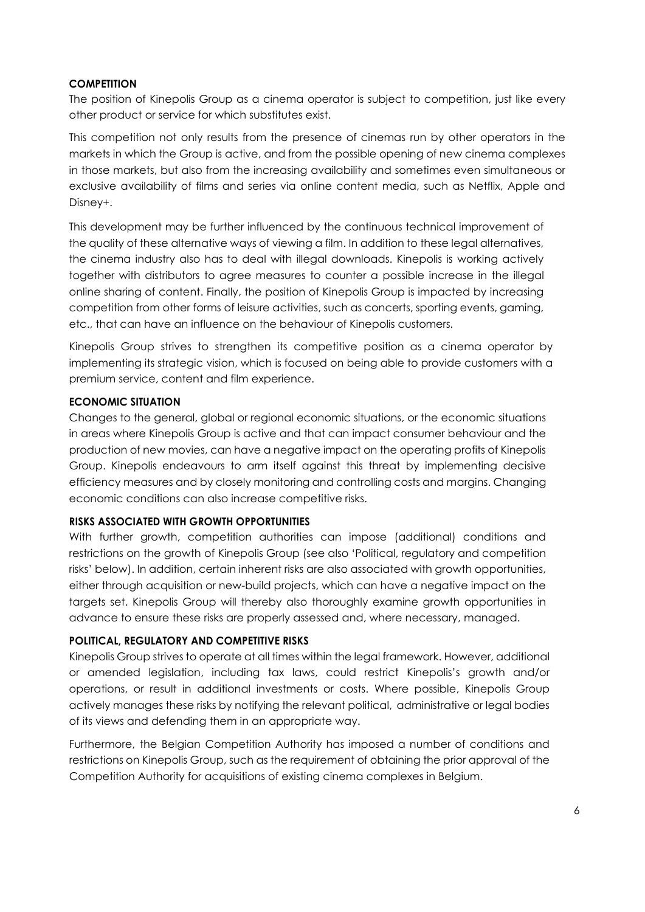**COMPETITION**

The position of Kinepolis Group as a cinema operator is subject to competition, just like every other product or service for which substitutes exist.

This competition not only results from the presence of cinemas run by other operators in the markets in which the Group is active, and from the possible opening of new cinema complexes in those markets, but also from the increasing availability and sometimes even simultaneous or exclusive availability of films and series via online content media, such as Netflix, Apple and Disney+.

This development may be further influenced by the continuous technical improvement of the quality of these alternative ways of viewing a film. In addition to these legal alternatives, the cinema industry also has to deal with illegal downloads. Kinepolis is working actively together with distributors to agree measures to counter a possible increase in the illegal online sharing of content. Finally, the position of Kinepolis Group is impacted by increasing competition from other forms of leisure activities, such as concerts, sporting events, gaming, etc., that can have an influence on the behaviour of Kinepolis customers.

Kinepolis Group strives to strengthen its competitive position as a cinema operator by implementing its strategic vision, which is focused on being able to provide customers with a premium service, content and film experience.

**ECONOMIC SITUATION**

Changes to the general, global or regional economic situations, or the economic situations in areas where Kinepolis Group is active and that can impact consumer behaviour and the production of new movies, can have a negative impact on the operating profits of Kinepolis Group. Kinepolis endeavours to arm itself against this threat by implementing decisive efficiency measures and by closely monitoring and controlling costs and margins. Changing economic conditions can also increase competitive risks.

**RISKS ASSOCIATED WITH GROWTH OPPORTUNITIES**

With further growth, competition authorities can impose (additional) conditions and restrictions on the growth of Kinepolis Group (see also 'Political, regulatory and competition risks' below). In addition, certain inherent risks are also associated with growth opportunities, either through acquisition or new-build projects, which can have a negative impact on the targets set. Kinepolis Group will thereby also thoroughly examine growth opportunities in advance to ensure these risks are properly assessed and, where necessary, managed.

**POLITICAL, REGULATORY AND COMPETITIVE RISKS**

Kinepolis Group strives to operate at all times within the legal framework. However, additional or amended legislation, including tax laws, could restrict Kinepolis's growth and/or operations, or result in additional investments or costs. Where possible, Kinepolis Group actively manages these risks by notifying the relevant political, administrative or legal bodies of its views and defending them in an appropriate way.

Furthermore, the Belgian Competition Authority has imposed a number of conditions and restrictions on Kinepolis Group, such as the requirement of obtaining the prior approval of the Competition Authority for acquisitions of existing cinema complexes in Belgium.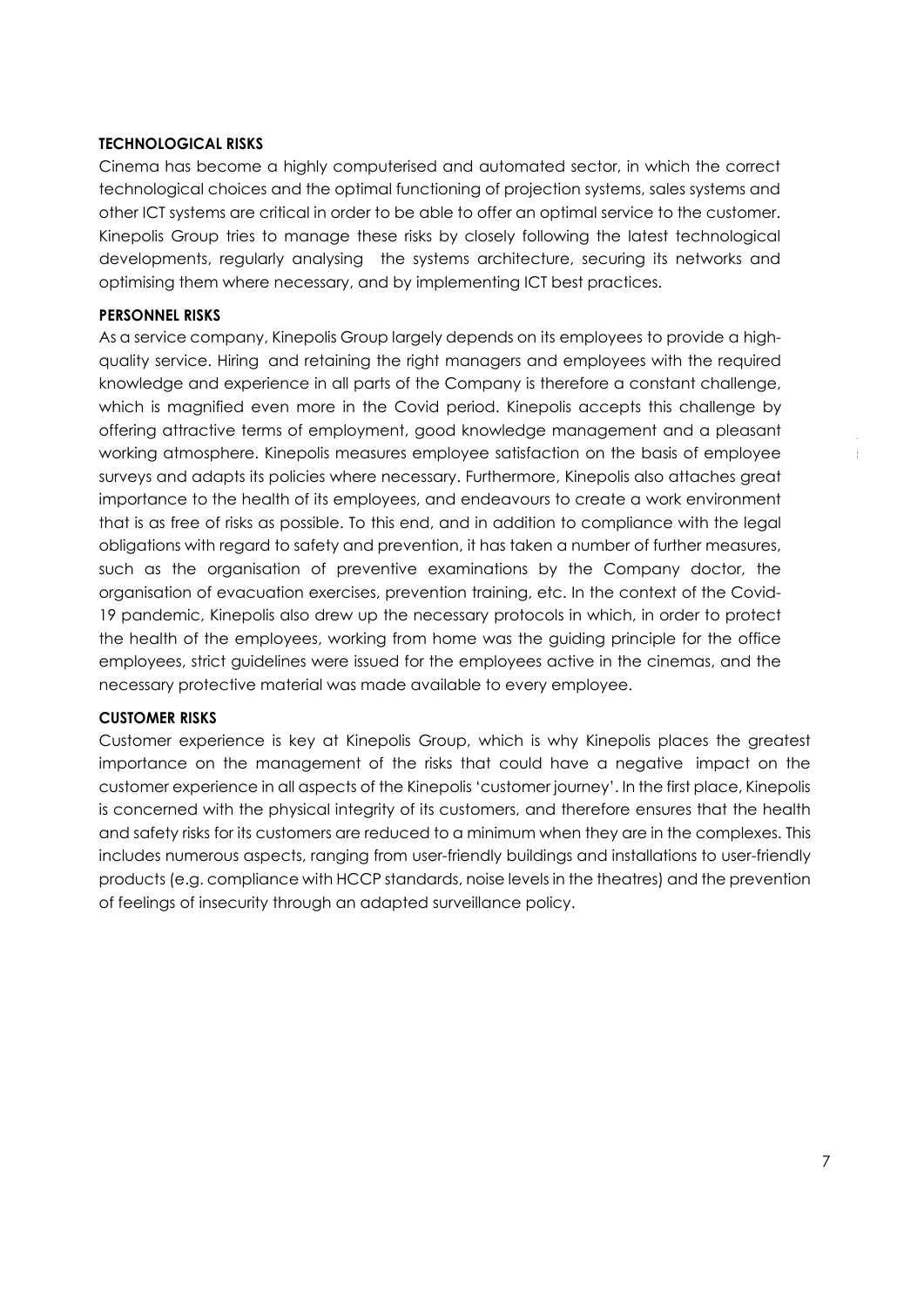**TECHNOLOGICAL RISKS**

Cinema has become a highly computerised and automated sector, in which the correct technological choices and the optimal functioning of projection systems, sales systems and other ICT systems are critical in order to be able to offer an optimal service to the customer. Kinepolis Group tries to manage these risks by closely following the latest technological developments, regularly analysing the systems architecture, securing its networks and optimising them where necessary, and by implementing ICT best practices.

**PERSONNEL RISKS**

As a service company, Kinepolis Group largely depends on its employees to provide a high-quality service. Hiring and retaining the right managers and employees with the required knowledge and experience in all parts of the Company is therefore a constant challenge, which is magnified even more in the Covid period. Kinepolis accepts this challenge by offering attractive terms of employment, good knowledge management and a pleasant working atmosphere. Kinepolis measures employee satisfaction on the basis of employee surveys and adapts its policies where necessary. Furthermore, Kinepolis also attaches great importance to the health of its employees, and endeavours to create a work environment that is as free of risks as possible. To this end, and in addition to compliance with the legal obligations with regard to safety and prevention, it has taken a number of further measures, such as the organisation of preventive examinations by the Company doctor, the organisation of evacuation exercises, prevention training, etc. In the context of the Covid-19 pandemic, Kinepolis also drew up the necessary protocols in which, in order to protect the health of the employees, working from home was the guiding principle for the office employees, strict guidelines were issued for the employees active in the cinemas, and the necessary protective material was made available to every employee.

**CUSTOMER RISKS**

Customer experience is key at Kinepolis Group, which is why Kinepolis places the greatest importance on the management of the risks that could have a negative impact on the customer experience in all aspects of the Kinepolis 'customer journey'. In the first place, Kinepolis is concerned with the physical integrity of its customers, and therefore ensures that the health and safety risks for its customers are reduced to a minimum when they are in the complexes. This includes numerous aspects, ranging from user-friendly buildings and installations to user-friendly products (e.g. compliance with HCCP standards, noise levels in the theatres) and the prevention of feelings of insecurity through an adapted surveillance policy.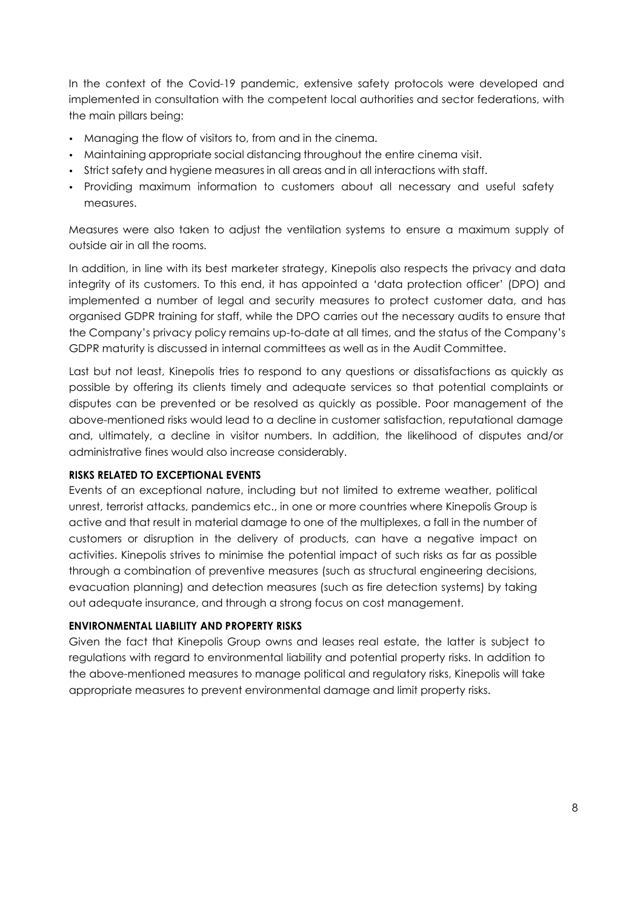In the context of the Covid-19 pandemic, extensive safety protocols were developed and implemented in consultation with the competent local authorities and sector federations, with the main pillars being:

- Managing the flow of visitors to, from and in the cinema.
- Maintaining appropriate social distancing throughout the entire cinema visit.
- Strict safety and hygiene measures in all areas and in all interactions with staff.
- Providing maximum information to customers about all necessary and useful safety measures.

Measures were also taken to adjust the ventilation systems to ensure a maximum supply of outside air in all the rooms.

In addition, in line with its best marketer strategy, Kinepolis also respects the privacy and data integrity of its customers. To this end, it has appointed a 'data protection officer' (DPO) and implemented a number of legal and security measures to protect customer data, and has organised GDPR training for staff, while the DPO carries out the necessary audits to ensure that the Company's privacy policy remains up-to-date at all times, and the status of the Company's GDPR maturity is discussed in internal committees as well as in the Audit Committee.

Last but not least, Kinepolis tries to respond to any questions or dissatisfactions as quickly as possible by offering its clients timely and adequate services so that potential complaints or disputes can be prevented or be resolved as quickly as possible. Poor management of the above-mentioned risks would lead to a decline in customer satisfaction, reputational damage and, ultimately, a decline in visitor numbers. In addition, the likelihood of disputes and/or administrative fines would also increase considerably.

**RISKS RELATED TO EXCEPTIONAL EVENTS**

Events of an exceptional nature, including but not limited to extreme weather, political unrest, terrorist attacks, pandemics etc., in one or more countries where Kinepolis Group is active and that result in material damage to one of the multiplexes, a fall in the number of customers or disruption in the delivery of products, can have a negative impact on activities. Kinepolis strives to minimise the potential impact of such risks as far as possible through a combination of preventive measures (such as structural engineering decisions, evacuation planning) and detection measures (such as fire detection systems) by taking out adequate insurance, and through a strong focus on cost management.

**ENVIRONMENTAL LIABILITY AND PROPERTY RISKS**

Given the fact that Kinepolis Group owns and leases real estate, the latter is subject to regulations with regard to environmental liability and potential property risks. In addition to the above-mentioned measures to manage political and regulatory risks, Kinepolis will take appropriate measures to prevent environmental damage and limit property risks.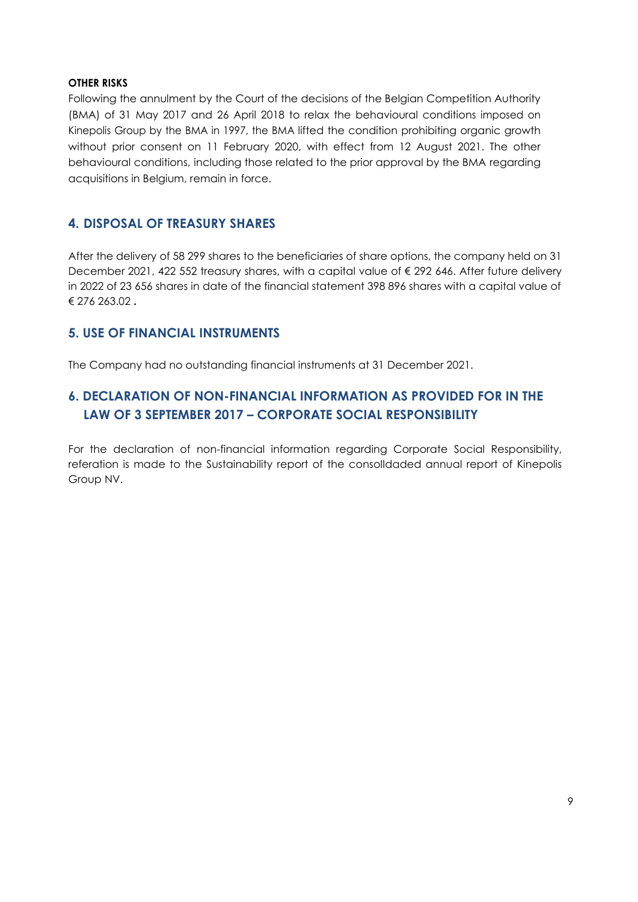**OTHER RISKS**

Following the annulment by the Court of the decisions of the Belgian Competition Authority (BMA) of 31 May 2017 and 26 April 2018 to relax the behavioural conditions imposed on Kinepolis Group by the BMA in 1997, the BMA lifted the condition prohibiting organic growth without prior consent on 11 February 2020, with effect from 12 August 2021. The other behavioural conditions, including those related to the prior approval by the BMA regarding acquisitions in Belgium, remain in force.

## 4. DISPOSAL OF TREASURY SHARES

After the delivery of 58 299 shares to the beneficiaries of share options, the company held on 31 December 2021, 422 552 treasury shares, with a capital value of € 292 646. After future delivery in 2022 of 23 656 shares in date of the financial statement 398 896 shares with a capital value of € 276 263.02 **.**

## 5. USE OF FINANCIAL INSTRUMENTS

The Company had no outstanding financial instruments at 31 December 2021.

## 6. DECLARATION OF NON-FINANCIAL INFORMATION AS PROVIDED FOR IN THE LAW OF 3 SEPTEMBER 2017 – CORPORATE SOCIAL RESPONSIBILITY

For the declaration of non-financial information regarding Corporate Social Responsibility, referation is made to the Sustainability report of the consolidaded annual report of Kinepolis Group NV.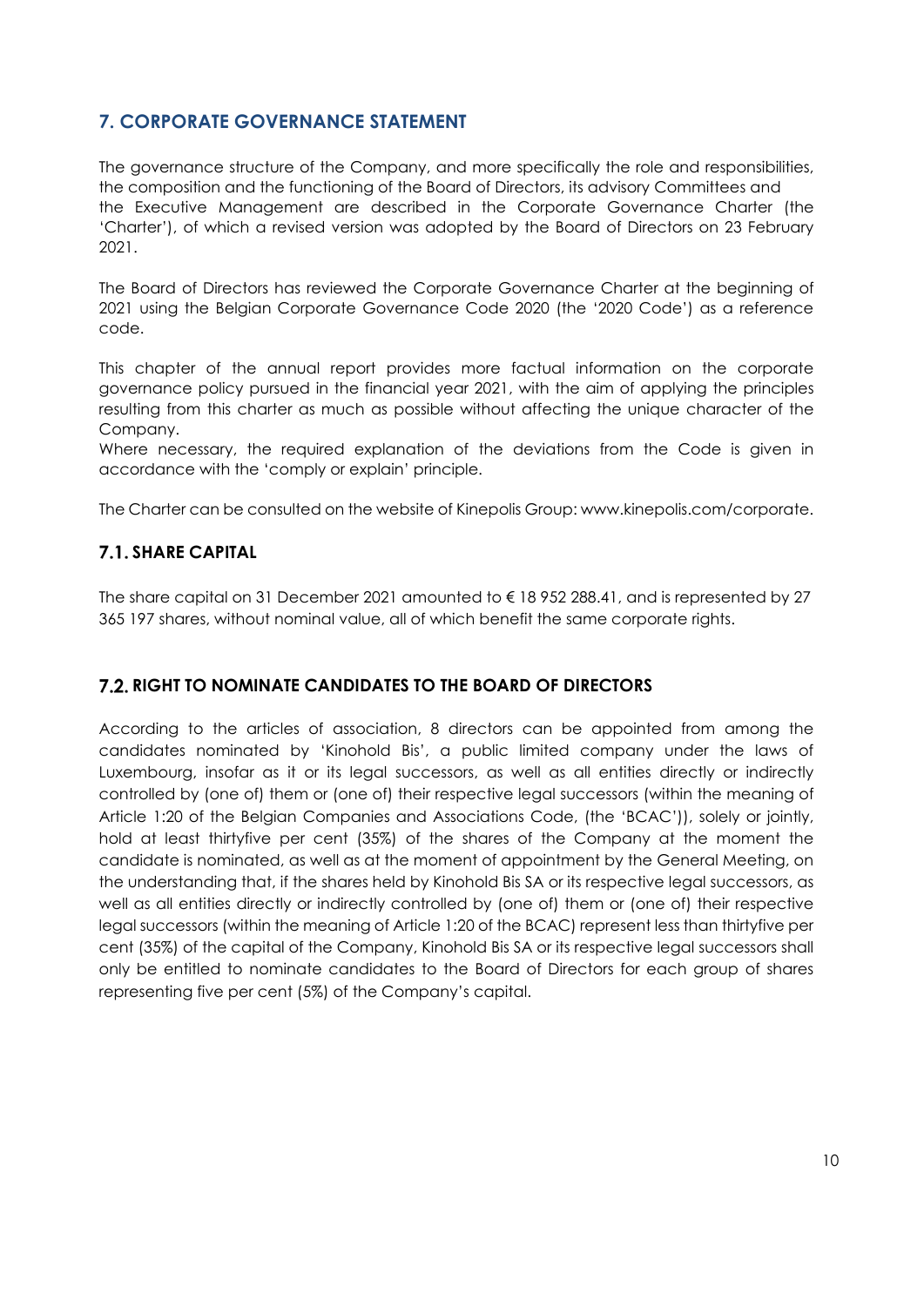## 7. CORPORATE GOVERNANCE STATEMENT

The governance structure of the Company, and more specifically the role and responsibilities, the composition and the functioning of the Board of Directors, its advisory Committees and the Executive Management are described in the Corporate Governance Charter (the 'Charter'), of which a revised version was adopted by the Board of Directors on 23 February 2021.

The Board of Directors has reviewed the Corporate Governance Charter at the beginning of 2021 using the Belgian Corporate Governance Code 2020 (the '2020 Code') as a reference code.

This chapter of the annual report provides more factual information on the corporate governance policy pursued in the financial year 2021, with the aim of applying the principles resulting from this charter as much as possible without affecting the unique character of the Company.
Where necessary, the required explanation of the deviations from the Code is given in accordance with the 'comply or explain' principle.

The Charter can be consulted on the website of Kinepolis Group: www.kinepolis.com/corporate.

### 7.1. SHARE CAPITAL

The share capital on 31 December 2021 amounted to € 18 952 288.41, and is represented by 27 365 197 shares, without nominal value, all of which benefit the same corporate rights.

### 7.2. RIGHT TO NOMINATE CANDIDATES TO THE BOARD OF DIRECTORS

According to the articles of association, 8 directors can be appointed from among the candidates nominated by 'Kinohold Bis', a public limited company under the laws of Luxembourg, insofar as it or its legal successors, as well as all entities directly or indirectly controlled by (one of) them or (one of) their respective legal successors (within the meaning of Article 1:20 of the Belgian Companies and Associations Code, (the 'BCAC')), solely or jointly, hold at least thirtyfive per cent (35%) of the shares of the Company at the moment the candidate is nominated, as well as at the moment of appointment by the General Meeting, on the understanding that, if the shares held by Kinohold Bis SA or its respective legal successors, as well as all entities directly or indirectly controlled by (one of) them or (one of) their respective legal successors (within the meaning of Article 1:20 of the BCAC) represent less than thirtyfive per cent (35%) of the capital of the Company, Kinohold Bis SA or its respective legal successors shall only be entitled to nominate candidates to the Board of Directors for each group of shares representing five per cent (5%) of the Company's capital.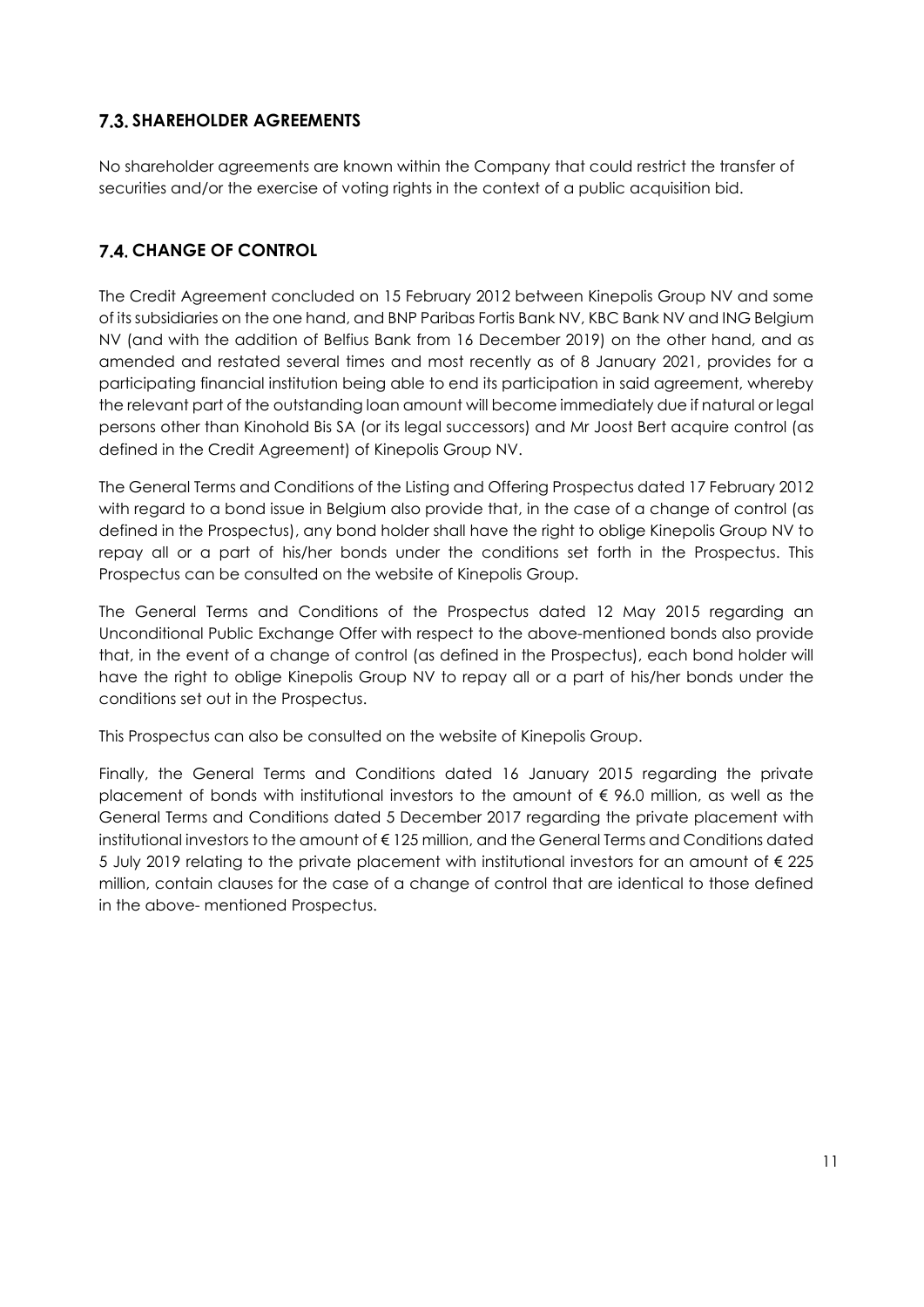## 7.3. SHAREHOLDER AGREEMENTS

No shareholder agreements are known within the Company that could restrict the transfer of securities and/or the exercise of voting rights in the context of a public acquisition bid.

## 7.4. CHANGE OF CONTROL

The Credit Agreement concluded on 15 February 2012 between Kinepolis Group NV and some of its subsidiaries on the one hand, and BNP Paribas Fortis Bank NV, KBC Bank NV and ING Belgium NV (and with the addition of Belfius Bank from 16 December 2019) on the other hand, and as amended and restated several times and most recently as of 8 January 2021, provides for a participating financial institution being able to end its participation in said agreement, whereby the relevant part of the outstanding loan amount will become immediately due if natural or legal persons other than Kinohold Bis SA (or its legal successors) and Mr Joost Bert acquire control (as defined in the Credit Agreement) of Kinepolis Group NV.

The General Terms and Conditions of the Listing and Offering Prospectus dated 17 February 2012 with regard to a bond issue in Belgium also provide that, in the case of a change of control (as defined in the Prospectus), any bond holder shall have the right to oblige Kinepolis Group NV to repay all or a part of his/her bonds under the conditions set forth in the Prospectus. This Prospectus can be consulted on the website of Kinepolis Group.

The General Terms and Conditions of the Prospectus dated 12 May 2015 regarding an Unconditional Public Exchange Offer with respect to the above-mentioned bonds also provide that, in the event of a change of control (as defined in the Prospectus), each bond holder will have the right to oblige Kinepolis Group NV to repay all or a part of his/her bonds under the conditions set out in the Prospectus.

This Prospectus can also be consulted on the website of Kinepolis Group.

Finally, the General Terms and Conditions dated 16 January 2015 regarding the private placement of bonds with institutional investors to the amount of € 96.0 million, as well as the General Terms and Conditions dated 5 December 2017 regarding the private placement with institutional investors to the amount of € 125 million, and the General Terms and Conditions dated 5 July 2019 relating to the private placement with institutional investors for an amount of € 225 million, contain clauses for the case of a change of control that are identical to those defined in the above- mentioned Prospectus.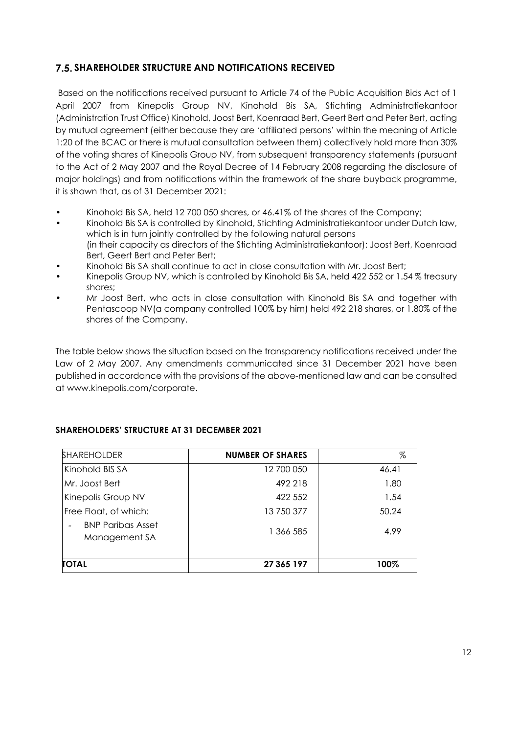## 7.5. SHAREHOLDER STRUCTURE AND NOTIFICATIONS RECEIVED

Based on the notifications received pursuant to Article 74 of the Public Acquisition Bids Act of 1 April 2007 from Kinepolis Group NV, Kinohold Bis SA, Stichting Administratiekantoor (Administration Trust Office) Kinohold, Joost Bert, Koenraad Bert, Geert Bert and Peter Bert, acting by mutual agreement (either because they are 'affiliated persons' within the meaning of Article 1:20 of the BCAC or there is mutual consultation between them) collectively hold more than 30% of the voting shares of Kinepolis Group NV, from subsequent transparency statements (pursuant to the Act of 2 May 2007 and the Royal Decree of 14 February 2008 regarding the disclosure of major holdings) and from notifications within the framework of the share buyback programme, it is shown that, as of 31 December 2021:

- Kinohold Bis SA, held 12 700 050 shares, or 46.41% of the shares of the Company;
- Kinohold Bis SA is controlled by Kinohold, Stichting Administratiekantoor under Dutch law, which is in turn jointly controlled by the following natural persons (in their capacity as directors of the Stichting Administratiekantoor): Joost Bert, Koenraad Bert, Geert Bert and Peter Bert;
- Kinohold Bis SA shall continue to act in close consultation with Mr. Joost Bert;
- Kinepolis Group NV, which is controlled by Kinohold Bis SA, held 422 552 or 1.54 % treasury shares;
- Mr Joost Bert, who acts in close consultation with Kinohold Bis SA and together with Pentascoop NV(a company controlled 100% by him) held 492 218 shares, or 1.80% of the shares of the Company.

The table below shows the situation based on the transparency notifications received under the Law of 2 May 2007. Any amendments communicated since 31 December 2021 have been published in accordance with the provisions of the above-mentioned law and can be consulted at www.kinepolis.com/corporate.

**SHAREHOLDERS' STRUCTURE AT 31 DECEMBER 2021**

| SHAREHOLDER | NUMBER OF SHARES | % |
|---|---|---|
| Kinohold BIS SA | 12 700 050 | 46.41 |
| Mr. Joost Bert | 492 218 | 1.80 |
| Kinepolis Group NV | 422 552 | 1.54 |
| Free Float, of which: | 13 750 377 | 50.24 |
| - BNP Paribas Asset Management SA | 1 366 585 | 4.99 |
| **TOTAL** | **27 365 197** | **100%** |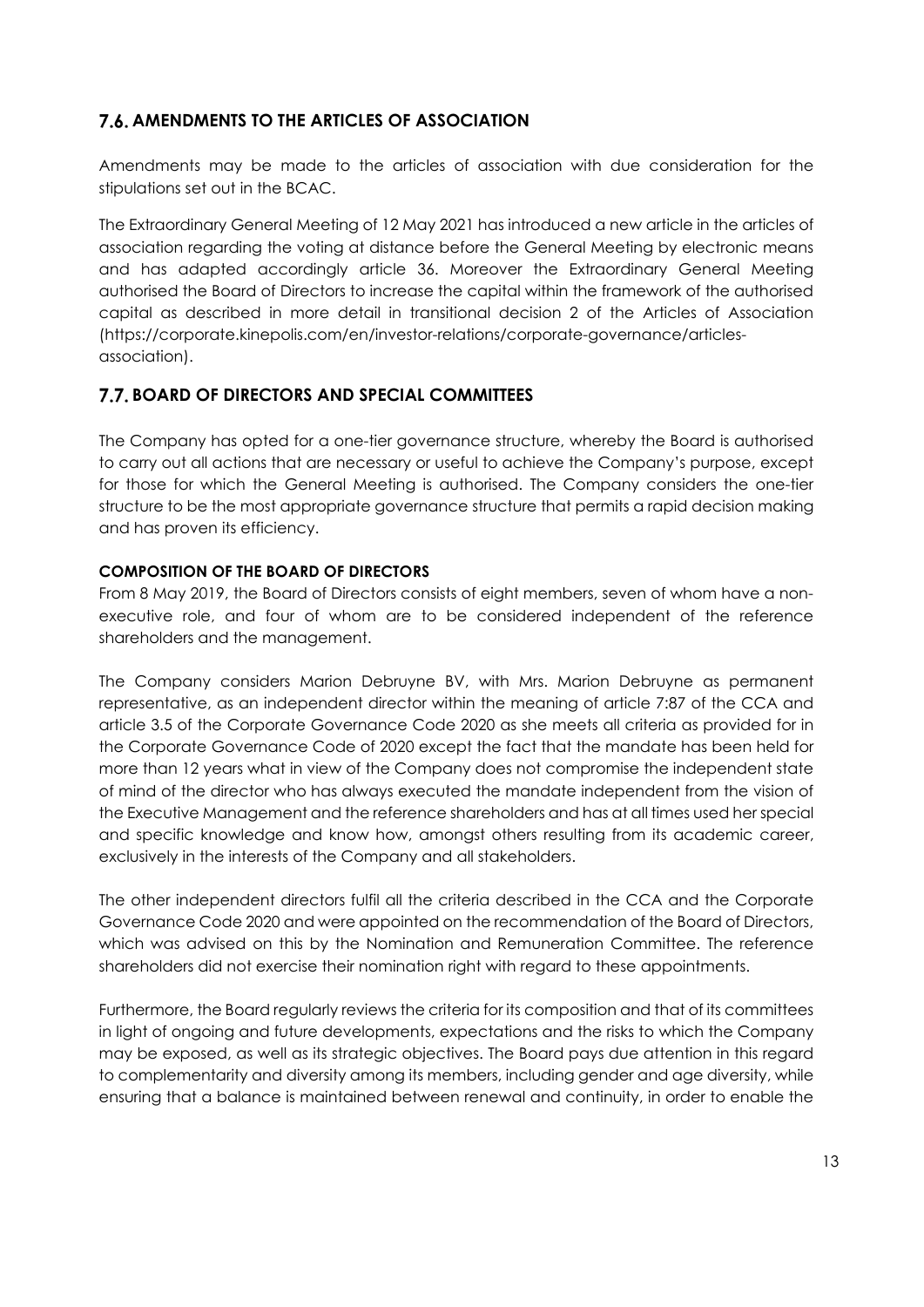## 7.6. AMENDMENTS TO THE ARTICLES OF ASSOCIATION

Amendments may be made to the articles of association with due consideration for the stipulations set out in the BCAC.

The Extraordinary General Meeting of 12 May 2021 has introduced a new article in the articles of association regarding the voting at distance before the General Meeting by electronic means and has adapted accordingly article 36. Moreover the Extraordinary General Meeting authorised the Board of Directors to increase the capital within the framework of the authorised capital as described in more detail in transitional decision 2 of the Articles of Association (https://corporate.kinepolis.com/en/investor-relations/corporate-governance/articles-association).

## 7.7. BOARD OF DIRECTORS AND SPECIAL COMMITTEES

The Company has opted for a one-tier governance structure, whereby the Board is authorised to carry out all actions that are necessary or useful to achieve the Company's purpose, except for those for which the General Meeting is authorised. The Company considers the one-tier structure to be the most appropriate governance structure that permits a rapid decision making and has proven its efficiency.

### COMPOSITION OF THE BOARD OF DIRECTORS

From 8 May 2019, the Board of Directors consists of eight members, seven of whom have a non-executive role, and four of whom are to be considered independent of the reference shareholders and the management.

The Company considers Marion Debruyne BV, with Mrs. Marion Debruyne as permanent representative, as an independent director within the meaning of article 7:87 of the CCA and article 3.5 of the Corporate Governance Code 2020 as she meets all criteria as provided for in the Corporate Governance Code of 2020 except the fact that the mandate has been held for more than 12 years what in view of the Company does not compromise the independent state of mind of the director who has always executed the mandate independent from the vision of the Executive Management and the reference shareholders and has at all times used her special and specific knowledge and know how, amongst others resulting from its academic career, exclusively in the interests of the Company and all stakeholders.

The other independent directors fulfil all the criteria described in the CCA and the Corporate Governance Code 2020 and were appointed on the recommendation of the Board of Directors, which was advised on this by the Nomination and Remuneration Committee. The reference shareholders did not exercise their nomination right with regard to these appointments.

Furthermore, the Board regularly reviews the criteria for its composition and that of its committees in light of ongoing and future developments, expectations and the risks to which the Company may be exposed, as well as its strategic objectives. The Board pays due attention in this regard to complementarity and diversity among its members, including gender and age diversity, while ensuring that a balance is maintained between renewal and continuity, in order to enable the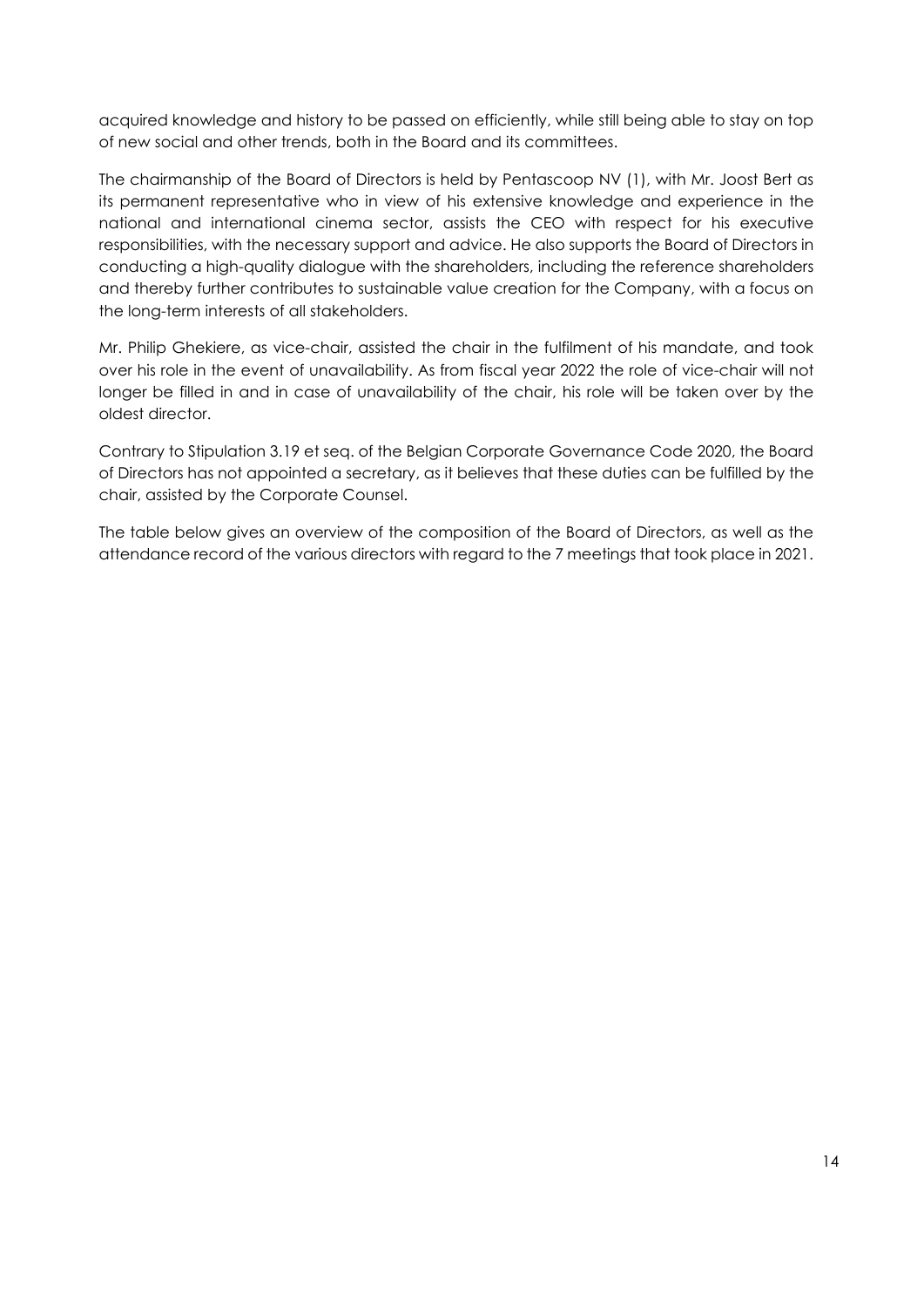acquired knowledge and history to be passed on efficiently, while still being able to stay on top of new social and other trends, both in the Board and its committees.

The chairmanship of the Board of Directors is held by Pentascoop NV (1), with Mr. Joost Bert as its permanent representative who in view of his extensive knowledge and experience in the national and international cinema sector, assists the CEO with respect for his executive responsibilities, with the necessary support and advice. He also supports the Board of Directors in conducting a high-quality dialogue with the shareholders, including the reference shareholders and thereby further contributes to sustainable value creation for the Company, with a focus on the long-term interests of all stakeholders.

Mr. Philip Ghekiere, as vice-chair, assisted the chair in the fulfilment of his mandate, and took over his role in the event of unavailability. As from fiscal year 2022 the role of vice-chair will not longer be filled in and in case of unavailability of the chair, his role will be taken over by the oldest director.

Contrary to Stipulation 3.19 et seq. of the Belgian Corporate Governance Code 2020, the Board of Directors has not appointed a secretary, as it believes that these duties can be fulfilled by the chair, assisted by the Corporate Counsel.

The table below gives an overview of the composition of the Board of Directors, as well as the attendance record of the various directors with regard to the 7 meetings that took place in 2021.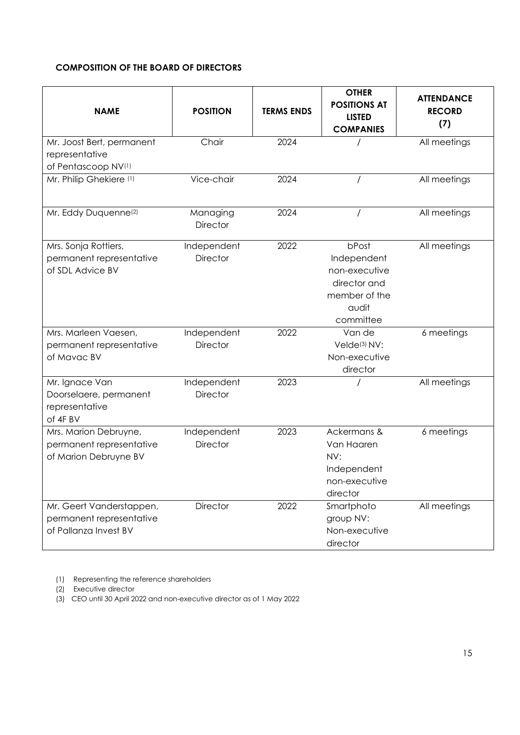**COMPOSITION OF THE BOARD OF DIRECTORS**

| NAME | POSITION | TERMS ENDS | OTHER POSITIONS AT LISTED COMPANIES | ATTENDANCE RECORD (7) |
|---|---|---|---|---|
| Mr. Joost Bert, permanent representative of Pentascoop NV[1] | Chair | 2024 | / | All meetings |
| Mr. Philip Ghekiere [1] | Vice-chair | 2024 | / | All meetings |
| Mr. Eddy Duquenne[2] | Managing Director | 2024 | / | All meetings |
| Mrs. Sonja Rottiers, permanent representative of SDL Advice BV | Independent Director | 2022 | bPost Independent non-executive director and member of the audit committee | All meetings |
| Mrs. Marleen Vaesen, permanent representative of Mavac BV | Independent Director | 2022 | Van de Velde[3] NV: Non-executive director | 6 meetings |
| Mr. Ignace Van Doorselaere, permanent representative of 4F BV | Independent Director | 2023 | / | All meetings |
| Mrs. Marion Debruyne, permanent representative of Marion Debruyne BV | Independent Director | 2023 | Ackermans & Van Haaren NV: Independent non-executive director | 6 meetings |
| Mr. Geert Vanderstappen, permanent representative of Pallanza Invest BV | Director | 2022 | Smartphoto group NV: Non-executive director | All meetings |

(1) Representing the reference shareholders

(2) Executive director

(3) CEO until 30 April 2022 and non-executive director as of 1 May 2022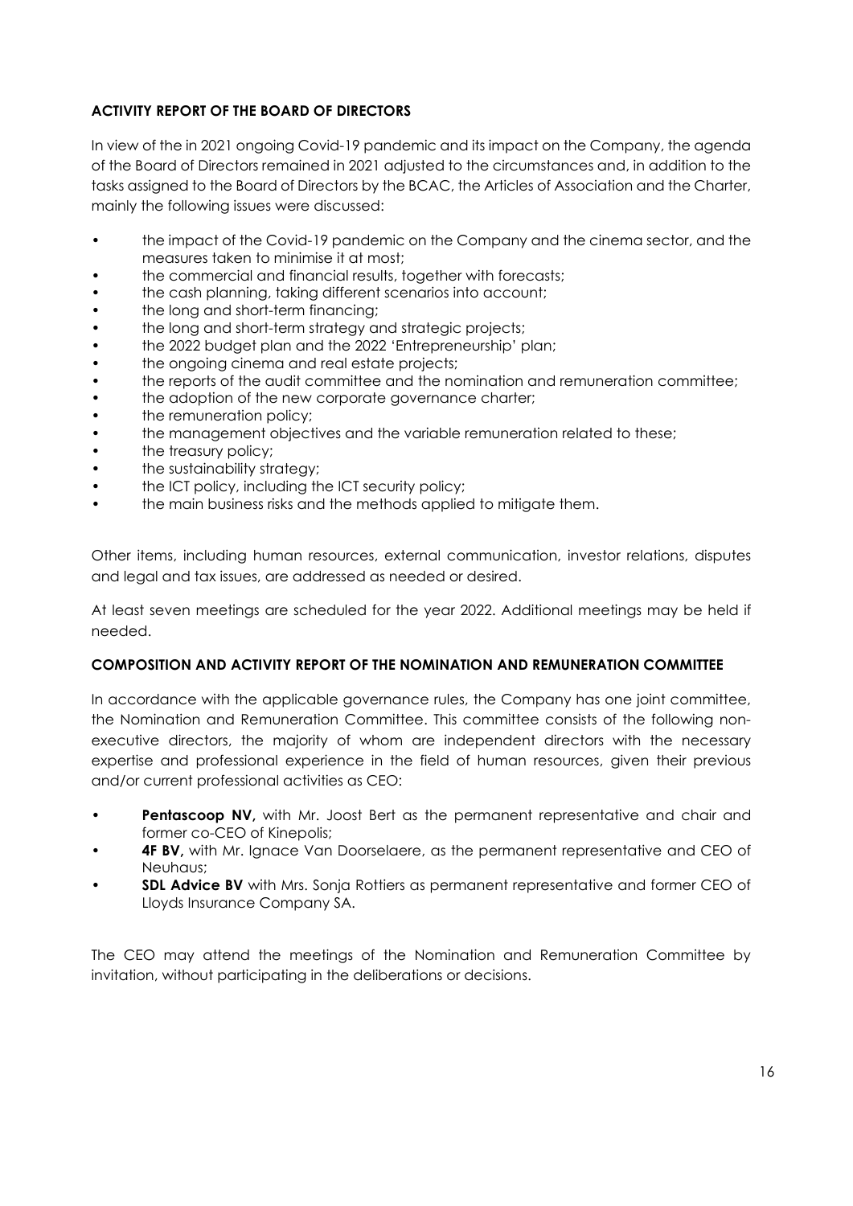## ACTIVITY REPORT OF THE BOARD OF DIRECTORS

In view of the in 2021 ongoing Covid-19 pandemic and its impact on the Company, the agenda of the Board of Directors remained in 2021 adjusted to the circumstances and, in addition to the tasks assigned to the Board of Directors by the BCAC, the Articles of Association and the Charter, mainly the following issues were discussed:

- the impact of the Covid-19 pandemic on the Company and the cinema sector, and the measures taken to minimise it at most;
- the commercial and financial results, together with forecasts;
- the cash planning, taking different scenarios into account;
- the long and short-term financing;
- the long and short-term strategy and strategic projects;
- the 2022 budget plan and the 2022 'Entrepreneurship' plan;
- the ongoing cinema and real estate projects;
- the reports of the audit committee and the nomination and remuneration committee;
- the adoption of the new corporate governance charter;
- the remuneration policy;
- the management objectives and the variable remuneration related to these;
- the treasury policy;
- the sustainability strategy;
- the ICT policy, including the ICT security policy;
- the main business risks and the methods applied to mitigate them.

Other items, including human resources, external communication, investor relations, disputes and legal and tax issues, are addressed as needed or desired.

At least seven meetings are scheduled for the year 2022. Additional meetings may be held if needed.

## COMPOSITION AND ACTIVITY REPORT OF THE NOMINATION AND REMUNERATION COMMITTEE

In accordance with the applicable governance rules, the Company has one joint committee, the Nomination and Remuneration Committee. This committee consists of the following non-executive directors, the majority of whom are independent directors with the necessary expertise and professional experience in the field of human resources, given their previous and/or current professional activities as CEO:

- **Pentascoop NV,** with Mr. Joost Bert as the permanent representative and chair and former co-CEO of Kinepolis;
- **4F BV,** with Mr. Ignace Van Doorselaere, as the permanent representative and CEO of Neuhaus;
- **SDL Advice BV** with Mrs. Sonja Rottiers as permanent representative and former CEO of Lloyds Insurance Company SA.

The CEO may attend the meetings of the Nomination and Remuneration Committee by invitation, without participating in the deliberations or decisions.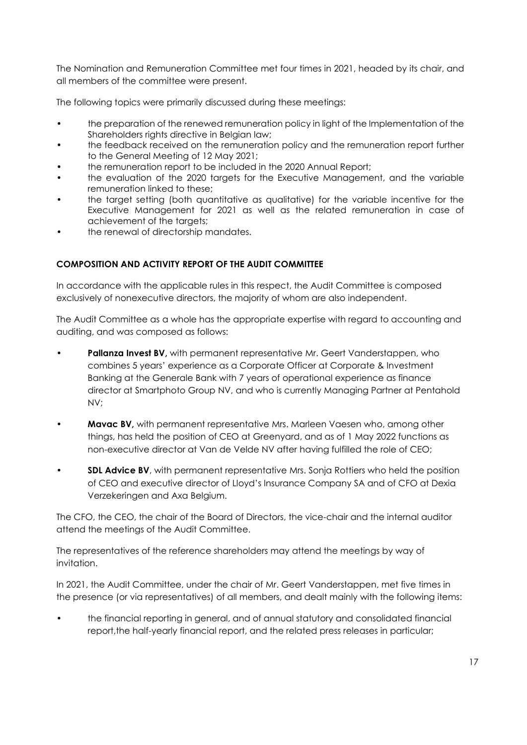The Nomination and Remuneration Committee met four times in 2021, headed by its chair, and all members of the committee were present.

The following topics were primarily discussed during these meetings:

- the preparation of the renewed remuneration policy in light of the Implementation of the Shareholders rights directive in Belgian law;
- the feedback received on the remuneration policy and the remuneration report further to the General Meeting of 12 May 2021;
- the remuneration report to be included in the 2020 Annual Report;
- the evaluation of the 2020 targets for the Executive Management, and the variable remuneration linked to these;
- the target setting (both quantitative as qualitative) for the variable incentive for the Executive Management for 2021 as well as the related remuneration in case of achievement of the targets;
- the renewal of directorship mandates.

**COMPOSITION AND ACTIVITY REPORT OF THE AUDIT COMMITTEE**

In accordance with the applicable rules in this respect, the Audit Committee is composed exclusively of nonexecutive directors, the majority of whom are also independent.

The Audit Committee as a whole has the appropriate expertise with regard to accounting and auditing, and was composed as follows:

- **Pallanza Invest BV,** with permanent representative Mr. Geert Vanderstappen, who combines 5 years' experience as a Corporate Officer at Corporate & Investment Banking at the Generale Bank with 7 years of operational experience as finance director at Smartphoto Group NV, and who is currently Managing Partner at Pentahold NV;

- **Mavac BV,** with permanent representative Mrs. Marleen Vaesen who, among other things, has held the position of CEO at Greenyard, and as of 1 May 2022 functions as non-executive director at Van de Velde NV after having fulfilled the role of CEO;

- **SDL Advice BV**, with permanent representative Mrs. Sonja Rottiers who held the position of CEO and executive director of Lloyd's Insurance Company SA and of CFO at Dexia Verzekeringen and Axa Belgium.

The CFO, the CEO, the chair of the Board of Directors, the vice-chair and the internal auditor attend the meetings of the Audit Committee.

The representatives of the reference shareholders may attend the meetings by way of invitation.

In 2021, the Audit Committee, under the chair of Mr. Geert Vanderstappen, met five times in the presence (or via representatives) of all members, and dealt mainly with the following items:

- the financial reporting in general, and of annual statutory and consolidated financial report,the half-yearly financial report, and the related press releases in particular;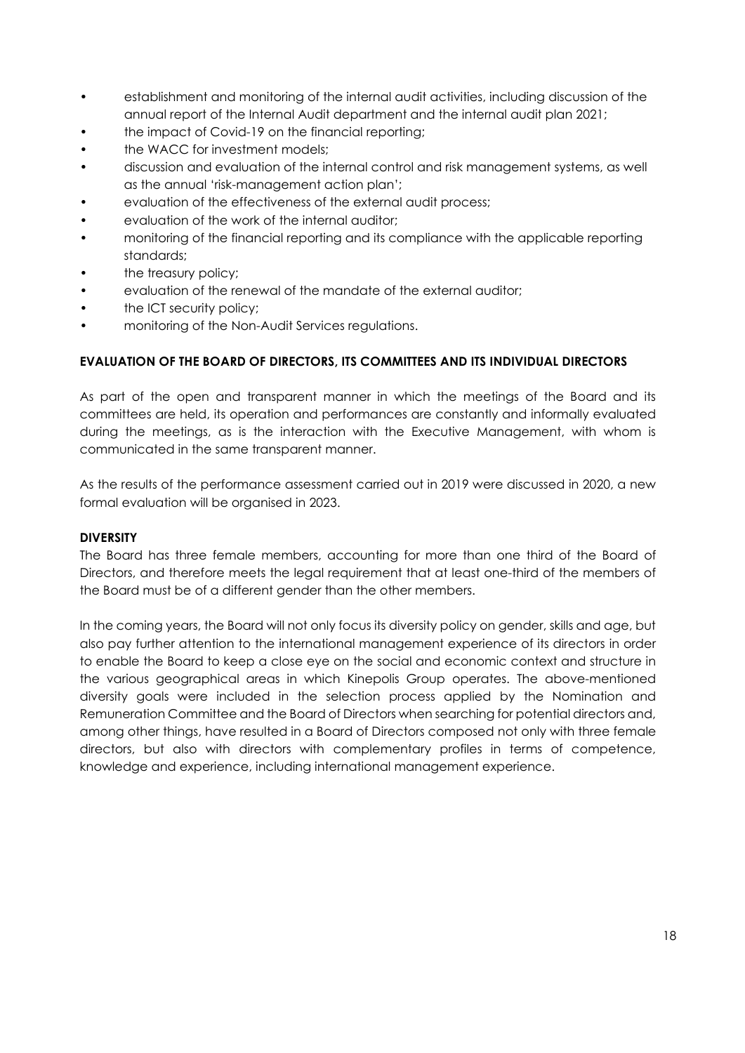- establishment and monitoring of the internal audit activities, including discussion of the annual report of the Internal Audit department and the internal audit plan 2021;
- the impact of Covid-19 on the financial reporting;
- the WACC for investment models;
- discussion and evaluation of the internal control and risk management systems, as well as the annual 'risk-management action plan';
- evaluation of the effectiveness of the external audit process;
- evaluation of the work of the internal auditor;
- monitoring of the financial reporting and its compliance with the applicable reporting standards;
- the treasury policy;
- evaluation of the renewal of the mandate of the external auditor;
- the ICT security policy;
- monitoring of the Non-Audit Services regulations.

**EVALUATION OF THE BOARD OF DIRECTORS, ITS COMMITTEES AND ITS INDIVIDUAL DIRECTORS**

As part of the open and transparent manner in which the meetings of the Board and its committees are held, its operation and performances are constantly and informally evaluated during the meetings, as is the interaction with the Executive Management, with whom is communicated in the same transparent manner.

As the results of the performance assessment carried out in 2019 were discussed in 2020, a new formal evaluation will be organised in 2023.

**DIVERSITY**

The Board has three female members, accounting for more than one third of the Board of Directors, and therefore meets the legal requirement that at least one-third of the members of the Board must be of a different gender than the other members.

In the coming years, the Board will not only focus its diversity policy on gender, skills and age, but also pay further attention to the international management experience of its directors in order to enable the Board to keep a close eye on the social and economic context and structure in the various geographical areas in which Kinepolis Group operates. The above-mentioned diversity goals were included in the selection process applied by the Nomination and Remuneration Committee and the Board of Directors when searching for potential directors and, among other things, have resulted in a Board of Directors composed not only with three female directors, but also with directors with complementary profiles in terms of competence, knowledge and experience, including international management experience.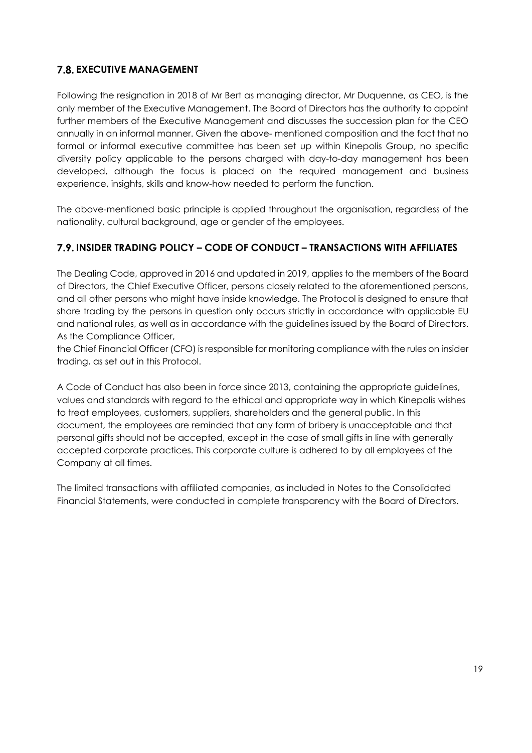## 7.8. EXECUTIVE MANAGEMENT

Following the resignation in 2018 of Mr Bert as managing director, Mr Duquenne, as CEO, is the only member of the Executive Management. The Board of Directors has the authority to appoint further members of the Executive Management and discusses the succession plan for the CEO annually in an informal manner. Given the above- mentioned composition and the fact that no formal or informal executive committee has been set up within Kinepolis Group, no specific diversity policy applicable to the persons charged with day-to-day management has been developed, although the focus is placed on the required management and business experience, insights, skills and know-how needed to perform the function.

The above-mentioned basic principle is applied throughout the organisation, regardless of the nationality, cultural background, age or gender of the employees.

## 7.9. INSIDER TRADING POLICY – CODE OF CONDUCT – TRANSACTIONS WITH AFFILIATES

The Dealing Code, approved in 2016 and updated in 2019, applies to the members of the Board of Directors, the Chief Executive Officer, persons closely related to the aforementioned persons, and all other persons who might have inside knowledge. The Protocol is designed to ensure that share trading by the persons in question only occurs strictly in accordance with applicable EU and national rules, as well as in accordance with the guidelines issued by the Board of Directors. As the Compliance Officer,
the Chief Financial Officer (CFO) is responsible for monitoring compliance with the rules on insider trading, as set out in this Protocol.

A Code of Conduct has also been in force since 2013, containing the appropriate guidelines, values and standards with regard to the ethical and appropriate way in which Kinepolis wishes to treat employees, customers, suppliers, shareholders and the general public. In this document, the employees are reminded that any form of bribery is unacceptable and that personal gifts should not be accepted, except in the case of small gifts in line with generally accepted corporate practices. This corporate culture is adhered to by all employees of the Company at all times.

The limited transactions with affiliated companies, as included in Notes to the Consolidated Financial Statements, were conducted in complete transparency with the Board of Directors.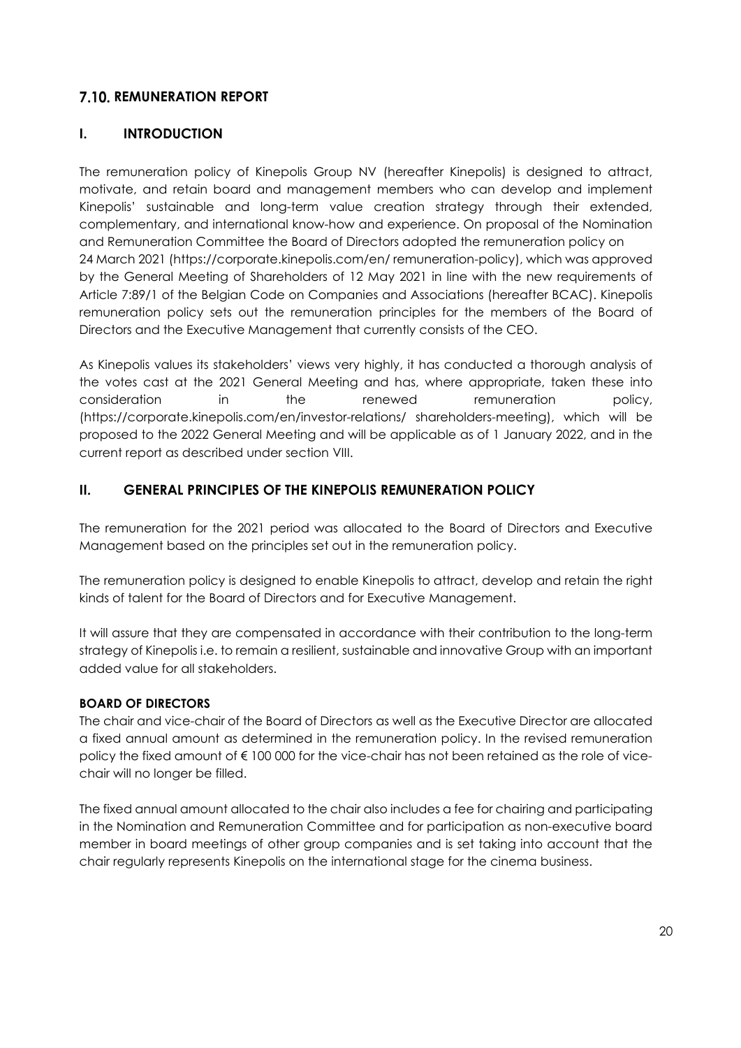## 7.10. REMUNERATION REPORT

### I. INTRODUCTION

The remuneration policy of Kinepolis Group NV (hereafter Kinepolis) is designed to attract, motivate, and retain board and management members who can develop and implement Kinepolis' sustainable and long-term value creation strategy through their extended, complementary, and international know-how and experience. On proposal of the Nomination and Remuneration Committee the Board of Directors adopted the remuneration policy on 24 March 2021 (https://corporate.kinepolis.com/en/ remuneration-policy), which was approved by the General Meeting of Shareholders of 12 May 2021 in line with the new requirements of Article 7:89/1 of the Belgian Code on Companies and Associations (hereafter BCAC). Kinepolis remuneration policy sets out the remuneration principles for the members of the Board of Directors and the Executive Management that currently consists of the CEO.

As Kinepolis values its stakeholders' views very highly, it has conducted a thorough analysis of the votes cast at the 2021 General Meeting and has, where appropriate, taken these into consideration in the renewed remuneration policy, (https://corporate.kinepolis.com/en/investor-relations/ shareholders-meeting), which will be proposed to the 2022 General Meeting and will be applicable as of 1 January 2022, and in the current report as described under section VIII.

### II. GENERAL PRINCIPLES OF THE KINEPOLIS REMUNERATION POLICY

The remuneration for the 2021 period was allocated to the Board of Directors and Executive Management based on the principles set out in the remuneration policy.

The remuneration policy is designed to enable Kinepolis to attract, develop and retain the right kinds of talent for the Board of Directors and for Executive Management.

It will assure that they are compensated in accordance with their contribution to the long-term strategy of Kinepolis i.e. to remain a resilient, sustainable and innovative Group with an important added value for all stakeholders.

**BOARD OF DIRECTORS**

The chair and vice-chair of the Board of Directors as well as the Executive Director are allocated a fixed annual amount as determined in the remuneration policy. In the revised remuneration policy the fixed amount of € 100 000 for the vice-chair has not been retained as the role of vice-chair will no longer be filled.

The fixed annual amount allocated to the chair also includes a fee for chairing and participating in the Nomination and Remuneration Committee and for participation as non-executive board member in board meetings of other group companies and is set taking into account that the chair regularly represents Kinepolis on the international stage for the cinema business.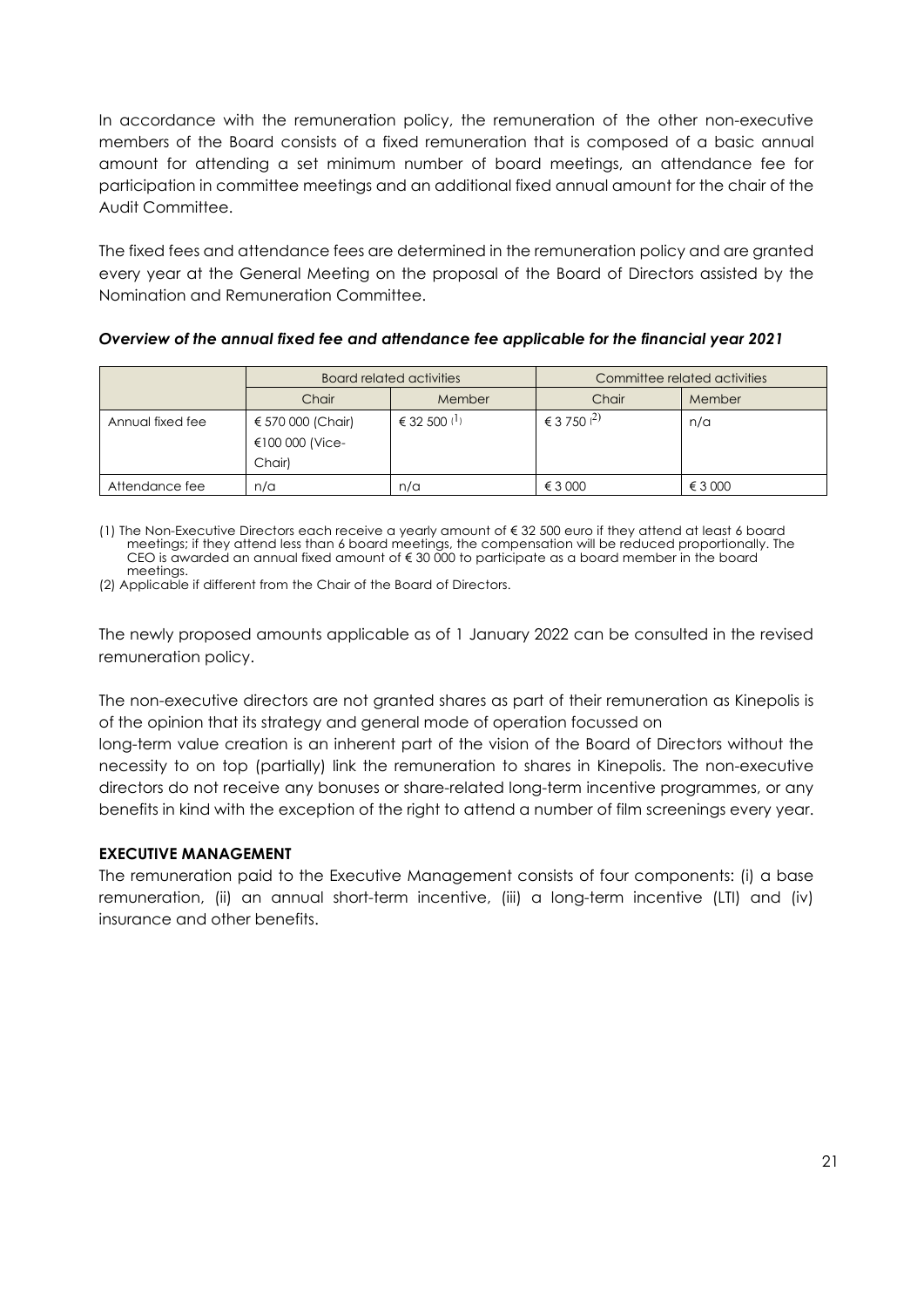In accordance with the remuneration policy, the remuneration of the other non-executive members of the Board consists of a fixed remuneration that is composed of a basic annual amount for attending a set minimum number of board meetings, an attendance fee for participation in committee meetings and an additional fixed annual amount for the chair of the Audit Committee.

The fixed fees and attendance fees are determined in the remuneration policy and are granted every year at the General Meeting on the proposal of the Board of Directors assisted by the Nomination and Remuneration Committee.

***Overview of the annual fixed fee and attendance fee applicable for the financial year 2021***

| | Board related activities | | Committee related activities | |
|---|---|---|---|---|
| | Chair | Member | Chair | Member |
| Annual fixed fee | € 570 000 (Chair) €100 000 (Vice-Chair) | € 32 500 (1) | € 3 750 (2) | n/a |
| Attendance fee | n/a | n/a | € 3 000 | € 3 000 |

(1) The Non-Executive Directors each receive a yearly amount of € 32 500 euro if they attend at least 6 board meetings; if they attend less than 6 board meetings, the compensation will be reduced proportionally. The CEO is awarded an annual fixed amount of € 30 000 to participate as a board member in the board meetings.

(2) Applicable if different from the Chair of the Board of Directors.

The newly proposed amounts applicable as of 1 January 2022 can be consulted in the revised remuneration policy.

The non-executive directors are not granted shares as part of their remuneration as Kinepolis is of the opinion that its strategy and general mode of operation focussed on long-term value creation is an inherent part of the vision of the Board of Directors without the necessity to on top (partially) link the remuneration to shares in Kinepolis. The non-executive directors do not receive any bonuses or share-related long-term incentive programmes, or any benefits in kind with the exception of the right to attend a number of film screenings every year.

**EXECUTIVE MANAGEMENT**

The remuneration paid to the Executive Management consists of four components: (i) a base remuneration, (ii) an annual short-term incentive, (iii) a long-term incentive (LTI) and (iv) insurance and other benefits.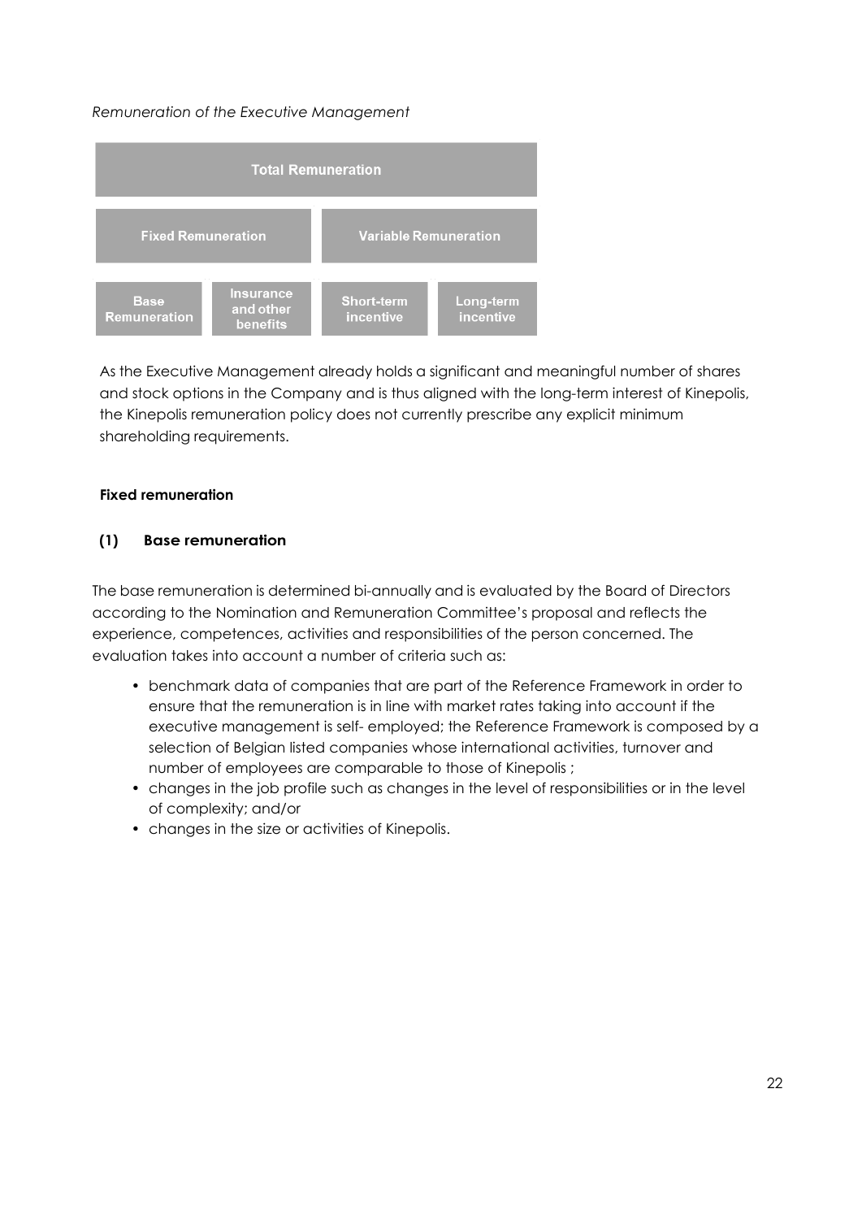*Remuneration of the Executive Management*

| Total Remuneration | | | |
|---|---|---|---|
| Fixed Remuneration | | Variable Remuneration | |
| Base Remuneration | Insurance and other benefits | Short-term incentive | Long-term incentive |

As the Executive Management already holds a significant and meaningful number of shares and stock options in the Company and is thus aligned with the long-term interest of Kinepolis, the Kinepolis remuneration policy does not currently prescribe any explicit minimum shareholding requirements.

**Fixed remuneration**

**(1) Base remuneration**

The base remuneration is determined bi-annually and is evaluated by the Board of Directors according to the Nomination and Remuneration Committee's proposal and reflects the experience, competences, activities and responsibilities of the person concerned. The evaluation takes into account a number of criteria such as:

- benchmark data of companies that are part of the Reference Framework in order to ensure that the remuneration is in line with market rates taking into account if the executive management is self- employed; the Reference Framework is composed by a selection of Belgian listed companies whose international activities, turnover and number of employees are comparable to those of Kinepolis ;
- changes in the job profile such as changes in the level of responsibilities or in the level of complexity; and/or
- changes in the size or activities of Kinepolis.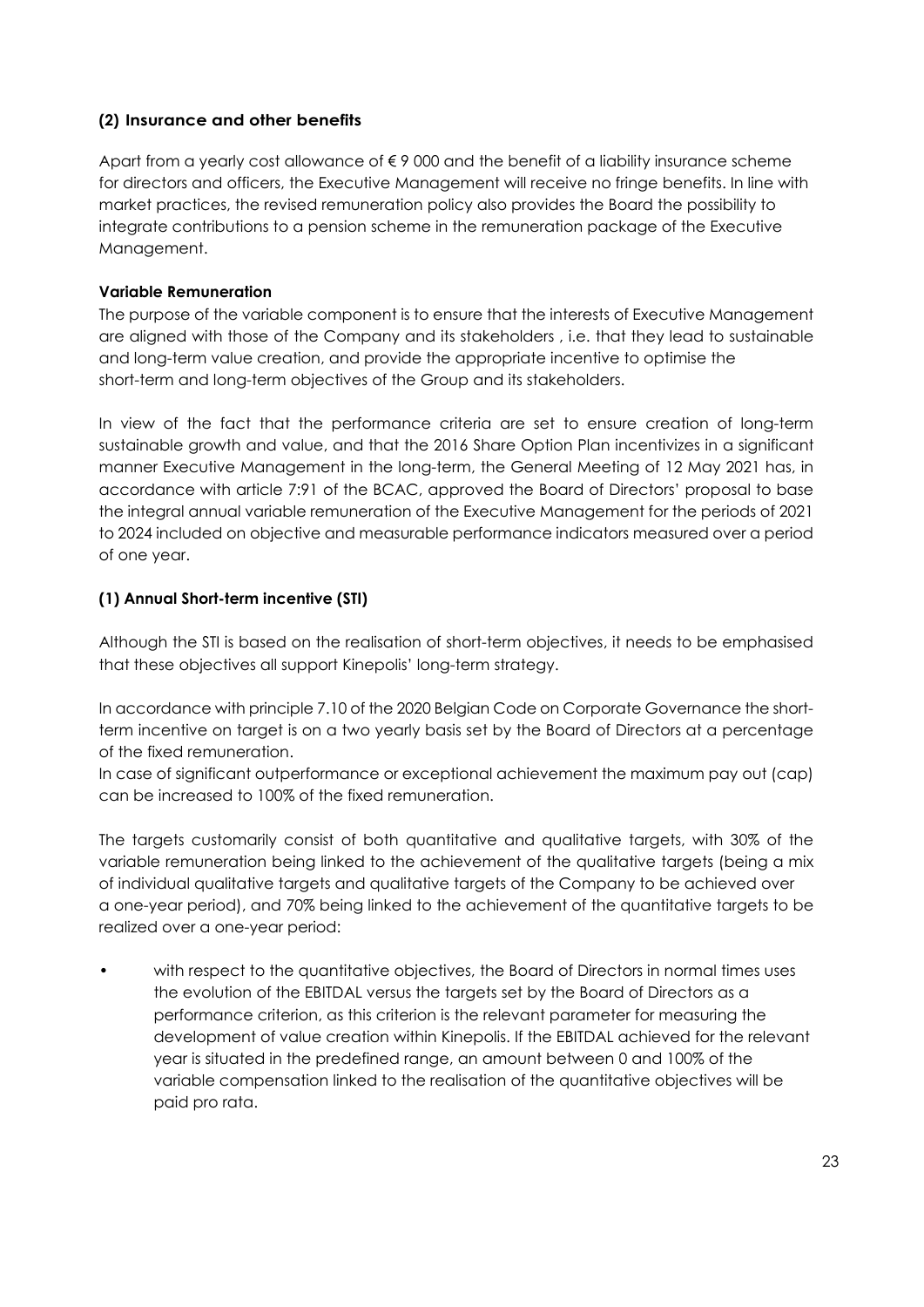#### (2) Insurance and other benefits

Apart from a yearly cost allowance of € 9 000 and the benefit of a liability insurance scheme for directors and officers, the Executive Management will receive no fringe benefits. In line with market practices, the revised remuneration policy also provides the Board the possibility to integrate contributions to a pension scheme in the remuneration package of the Executive Management.

**Variable Remuneration**

The purpose of the variable component is to ensure that the interests of Executive Management are aligned with those of the Company and its stakeholders , i.e. that they lead to sustainable and long-term value creation, and provide the appropriate incentive to optimise the short-term and long-term objectives of the Group and its stakeholders.

In view of the fact that the performance criteria are set to ensure creation of long-term sustainable growth and value, and that the 2016 Share Option Plan incentivizes in a significant manner Executive Management in the long-term, the General Meeting of 12 May 2021 has, in accordance with article 7:91 of the BCAC, approved the Board of Directors' proposal to base the integral annual variable remuneration of the Executive Management for the periods of 2021 to 2024 included on objective and measurable performance indicators measured over a period of one year.

#### (1) Annual Short-term incentive (STI)

Although the STI is based on the realisation of short-term objectives, it needs to be emphasised that these objectives all support Kinepolis' long-term strategy.

In accordance with principle 7.10 of the 2020 Belgian Code on Corporate Governance the short-term incentive on target is on a two yearly basis set by the Board of Directors at a percentage of the fixed remuneration.
In case of significant outperformance or exceptional achievement the maximum pay out (cap) can be increased to 100% of the fixed remuneration.

The targets customarily consist of both quantitative and qualitative targets, with 30% of the variable remuneration being linked to the achievement of the qualitative targets (being a mix of individual qualitative targets and qualitative targets of the Company to be achieved over a one-year period), and 70% being linked to the achievement of the quantitative targets to be realized over a one-year period:

- with respect to the quantitative objectives, the Board of Directors in normal times uses the evolution of the EBITDAL versus the targets set by the Board of Directors as a performance criterion, as this criterion is the relevant parameter for measuring the development of value creation within Kinepolis. If the EBITDAL achieved for the relevant year is situated in the predefined range, an amount between 0 and 100% of the variable compensation linked to the realisation of the quantitative objectives will be paid pro rata.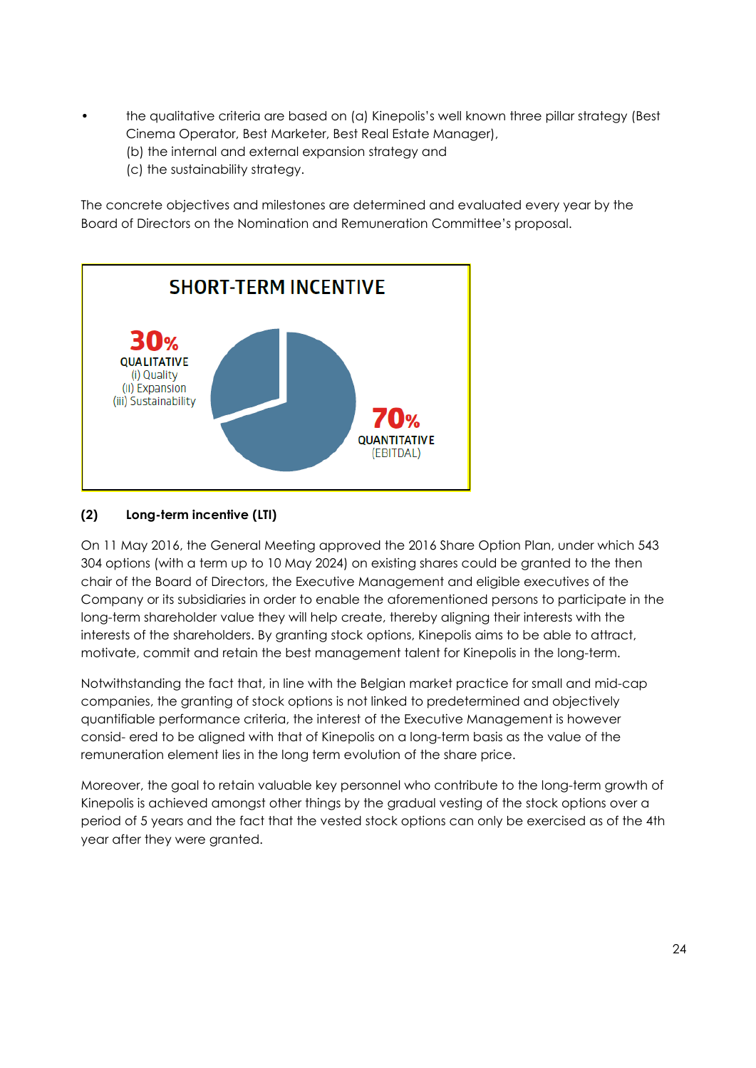- the qualitative criteria are based on (a) Kinepolis's well known three pillar strategy (Best Cinema Operator, Best Marketer, Best Real Estate Manager),
  (b) the internal and external expansion strategy and
  (c) the sustainability strategy.

The concrete objectives and milestones are determined and evaluated every year by the Board of Directors on the Nomination and Remuneration Committee's proposal.

**SHORT-TERM INCENTIVE**

**30%** QUALITATIVE
(i) Quality
(ii) Expansion
(iii) Sustainability

**70%** QUANTITATIVE
(EBITDAL)

**(2) Long-term incentive (LTI)**

On 11 May 2016, the General Meeting approved the 2016 Share Option Plan, under which 543 304 options (with a term up to 10 May 2024) on existing shares could be granted to the then chair of the Board of Directors, the Executive Management and eligible executives of the Company or its subsidiaries in order to enable the aforementioned persons to participate in the long-term shareholder value they will help create, thereby aligning their interests with the interests of the shareholders. By granting stock options, Kinepolis aims to be able to attract, motivate, commit and retain the best management talent for Kinepolis in the long-term.

Notwithstanding the fact that, in line with the Belgian market practice for small and mid-cap companies, the granting of stock options is not linked to predetermined and objectively quantifiable performance criteria, the interest of the Executive Management is however consid- ered to be aligned with that of Kinepolis on a long-term basis as the value of the remuneration element lies in the long term evolution of the share price.

Moreover, the goal to retain valuable key personnel who contribute to the long-term growth of Kinepolis is achieved amongst other things by the gradual vesting of the stock options over a period of 5 years and the fact that the vested stock options can only be exercised as of the 4th year after they were granted.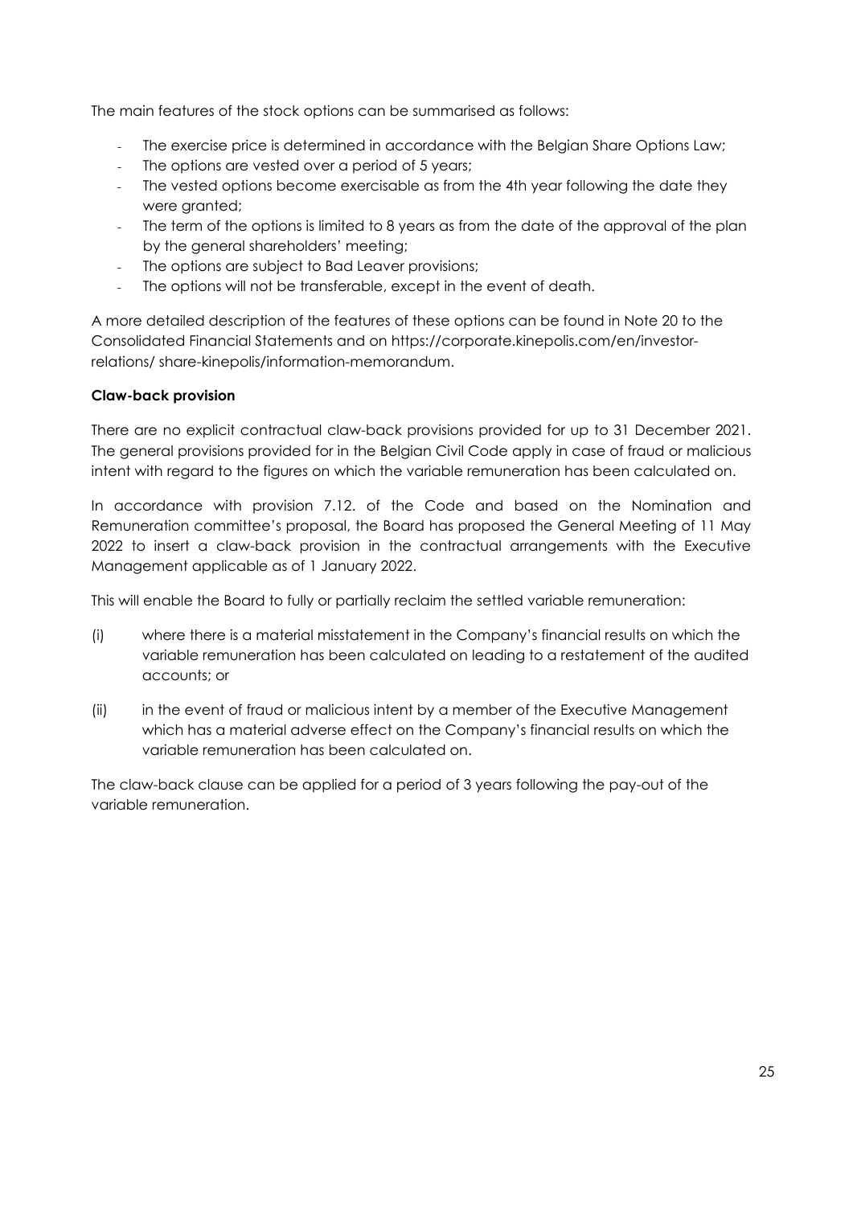The main features of the stock options can be summarised as follows:

- The exercise price is determined in accordance with the Belgian Share Options Law;
- The options are vested over a period of 5 years;
- The vested options become exercisable as from the 4th year following the date they were granted;
- The term of the options is limited to 8 years as from the date of the approval of the plan by the general shareholders' meeting;
- The options are subject to Bad Leaver provisions;
- The options will not be transferable, except in the event of death.

A more detailed description of the features of these options can be found in Note 20 to the Consolidated Financial Statements and on https://corporate.kinepolis.com/en/investor-relations/ share-kinepolis/information-memorandum.

**Claw-back provision**

There are no explicit contractual claw-back provisions provided for up to 31 December 2021. The general provisions provided for in the Belgian Civil Code apply in case of fraud or malicious intent with regard to the figures on which the variable remuneration has been calculated on.

In accordance with provision 7.12. of the Code and based on the Nomination and Remuneration committee's proposal, the Board has proposed the General Meeting of 11 May 2022 to insert a claw-back provision in the contractual arrangements with the Executive Management applicable as of 1 January 2022.

This will enable the Board to fully or partially reclaim the settled variable remuneration:

(i) where there is a material misstatement in the Company's financial results on which the variable remuneration has been calculated on leading to a restatement of the audited accounts; or

(ii) in the event of fraud or malicious intent by a member of the Executive Management which has a material adverse effect on the Company's financial results on which the variable remuneration has been calculated on.

The claw-back clause can be applied for a period of 3 years following the pay-out of the variable remuneration.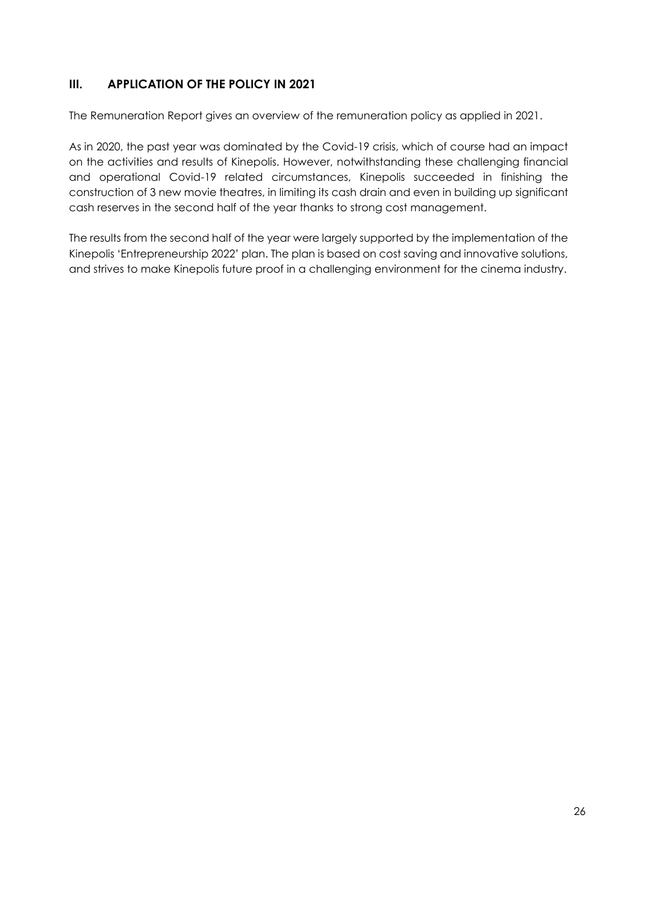## III. APPLICATION OF THE POLICY IN 2021

The Remuneration Report gives an overview of the remuneration policy as applied in 2021.

As in 2020, the past year was dominated by the Covid-19 crisis, which of course had an impact on the activities and results of Kinepolis. However, notwithstanding these challenging financial and operational Covid-19 related circumstances, Kinepolis succeeded in finishing the construction of 3 new movie theatres, in limiting its cash drain and even in building up significant cash reserves in the second half of the year thanks to strong cost management.

The results from the second half of the year were largely supported by the implementation of the Kinepolis 'Entrepreneurship 2022' plan. The plan is based on cost saving and innovative solutions, and strives to make Kinepolis future proof in a challenging environment for the cinema industry.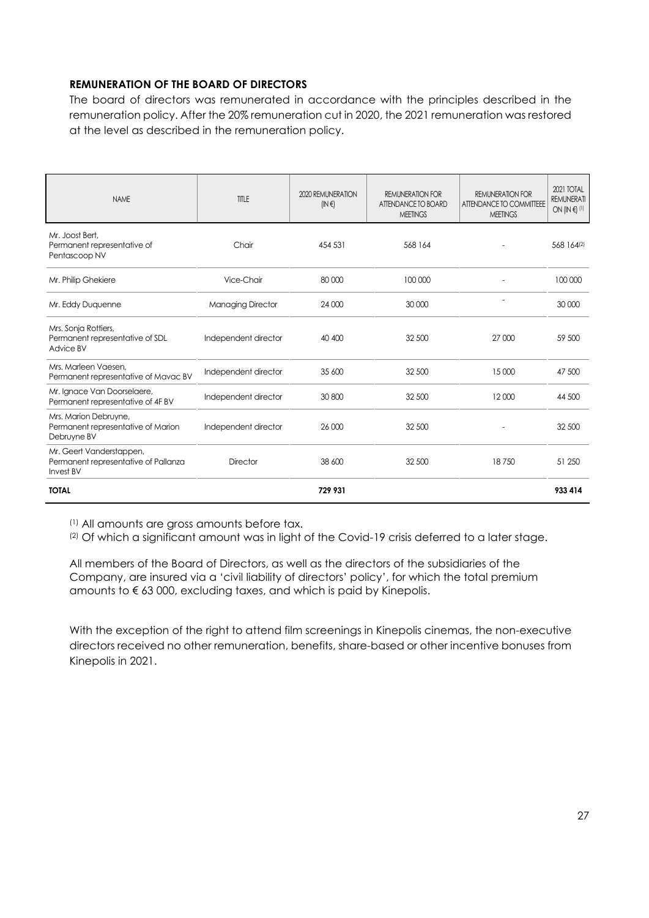### REMUNERATION OF THE BOARD OF DIRECTORS

The board of directors was remunerated in accordance with the principles described in the remuneration policy. After the 20% remuneration cut in 2020, the 2021 remuneration was restored at the level as described in the remuneration policy.

| NAME | TITLE | 2020 REMUNERATION (IN €) | REMUNERATION FOR ATTENDANCE TO BOARD MEETINGS | REMUNERATION FOR ATTENDANCE TO COMMITTEEE MEETINGS | 2021 TOTAL REMUNERATI ON (IN €) (1) |
|---|---|---|---|---|---|
| Mr. Joost Bert, Permanent representative of Pentascoop NV | Chair | 454 531 | 568 164 | - | 568 164(2) |
| Mr. Philip Ghekiere | Vice-Chair | 80 000 | 100 000 | - | 100 000 |
| Mr. Eddy Duquenne | Managing Director | 24 000 | 30 000 | - | 30 000 |
| Mrs. Sonja Rottiers, Permanent representative of SDL Advice BV | Independent director | 40 400 | 32 500 | 27 000 | 59 500 |
| Mrs. Marleen Vaesen, Permanent representative of Mavac BV | Independent director | 35 600 | 32 500 | 15 000 | 47 500 |
| Mr. Ignace Van Doorselaere, Permanent representative of 4F BV | Independent director | 30 800 | 32 500 | 12 000 | 44 500 |
| Mrs. Marion Debruyne, Permanent representative of Marion Debruyne BV | Independent director | 26 000 | 32 500 | - | 32 500 |
| Mr. Geert Vanderstappen, Permanent representative of Pallanza Invest BV | Director | 38 600 | 32 500 | 18 750 | 51 250 |
| **TOTAL** | | **729 931** | | | **933 414** |

(1) All amounts are gross amounts before tax.

(2) Of which a significant amount was in light of the Covid-19 crisis deferred to a later stage.

All members of the Board of Directors, as well as the directors of the subsidiaries of the Company, are insured via a 'civil liability of directors' policy', for which the total premium amounts to € 63 000, excluding taxes, and which is paid by Kinepolis.

With the exception of the right to attend film screenings in Kinepolis cinemas, the non-executive directors received no other remuneration, benefits, share-based or other incentive bonuses from Kinepolis in 2021.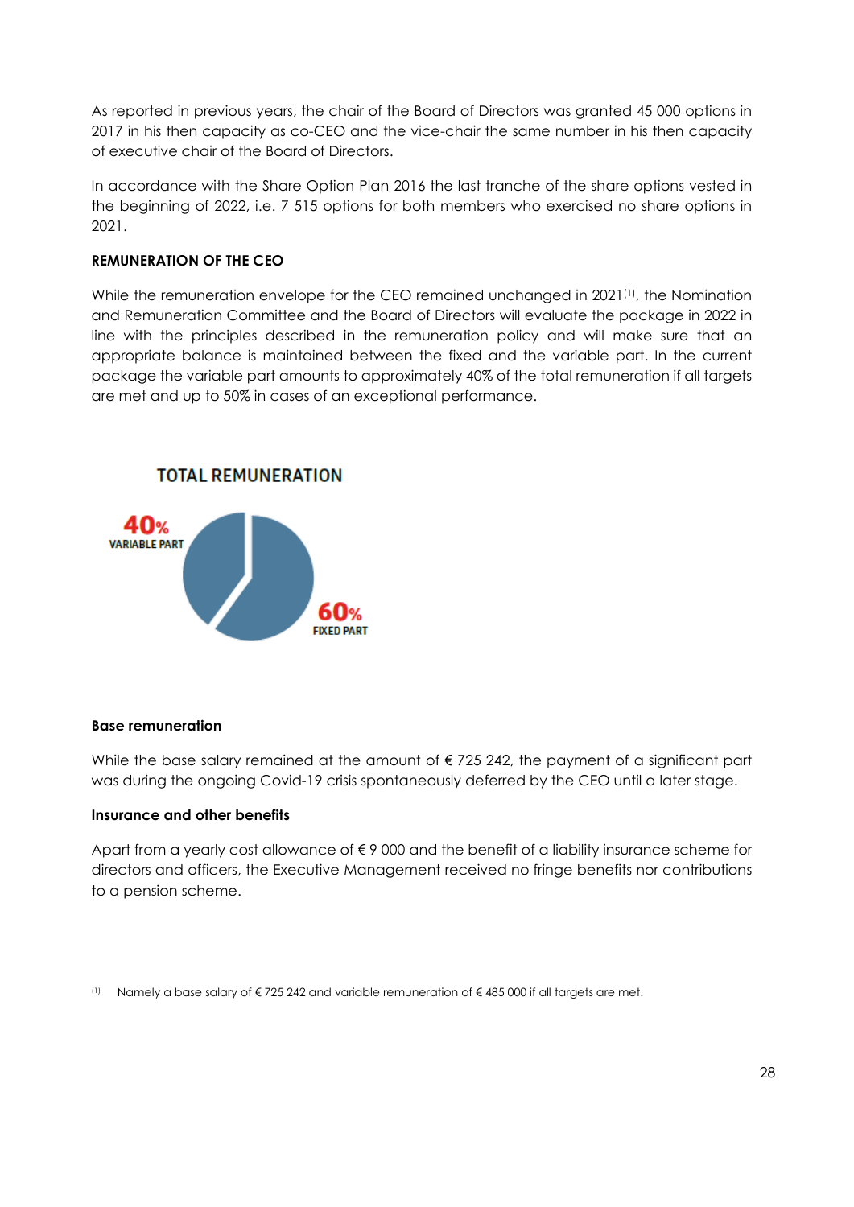As reported in previous years, the chair of the Board of Directors was granted 45 000 options in 2017 in his then capacity as co-CEO and the vice-chair the same number in his then capacity of executive chair of the Board of Directors.

In accordance with the Share Option Plan 2016 the last tranche of the share options vested in the beginning of 2022, i.e. 7 515 options for both members who exercised no share options in 2021.

**REMUNERATION OF THE CEO**

While the remuneration envelope for the CEO remained unchanged in 2021[1], the Nomination and Remuneration Committee and the Board of Directors will evaluate the package in 2022 in line with the principles described in the remuneration policy and will make sure that an appropriate balance is maintained between the fixed and the variable part. In the current package the variable part amounts to approximately 40% of the total remuneration if all targets are met and up to 50% in cases of an exceptional performance.

**TOTAL REMUNERATION**

40% VARIABLE PART

60% FIXED PART

**Base remuneration**

While the base salary remained at the amount of € 725 242, the payment of a significant part was during the ongoing Covid-19 crisis spontaneously deferred by the CEO until a later stage.

**Insurance and other benefits**

Apart from a yearly cost allowance of € 9 000 and the benefit of a liability insurance scheme for directors and officers, the Executive Management received no fringe benefits nor contributions to a pension scheme.

[1] Namely a base salary of € 725 242 and variable remuneration of € 485 000 if all targets are met.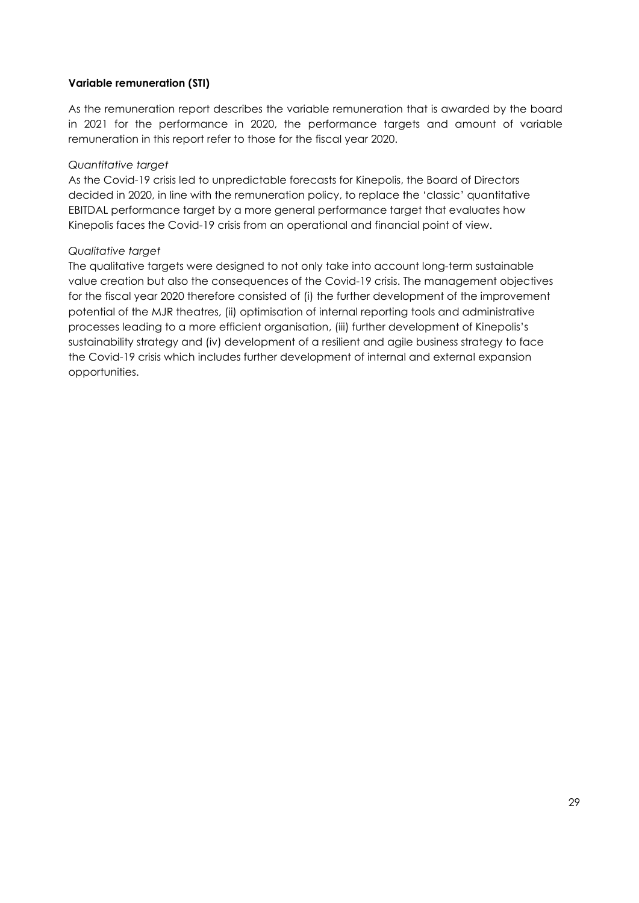**Variable remuneration (STI)**

As the remuneration report describes the variable remuneration that is awarded by the board in 2021 for the performance in 2020, the performance targets and amount of variable remuneration in this report refer to those for the fiscal year 2020.

*Quantitative target*

As the Covid-19 crisis led to unpredictable forecasts for Kinepolis, the Board of Directors decided in 2020, in line with the remuneration policy, to replace the 'classic' quantitative EBITDAL performance target by a more general performance target that evaluates how Kinepolis faces the Covid-19 crisis from an operational and financial point of view.

*Qualitative target*

The qualitative targets were designed to not only take into account long-term sustainable value creation but also the consequences of the Covid-19 crisis. The management objectives for the fiscal year 2020 therefore consisted of (i) the further development of the improvement potential of the MJR theatres, (ii) optimisation of internal reporting tools and administrative processes leading to a more efficient organisation, (iii) further development of Kinepolis's sustainability strategy and (iv) development of a resilient and agile business strategy to face the Covid-19 crisis which includes further development of internal and external expansion opportunities.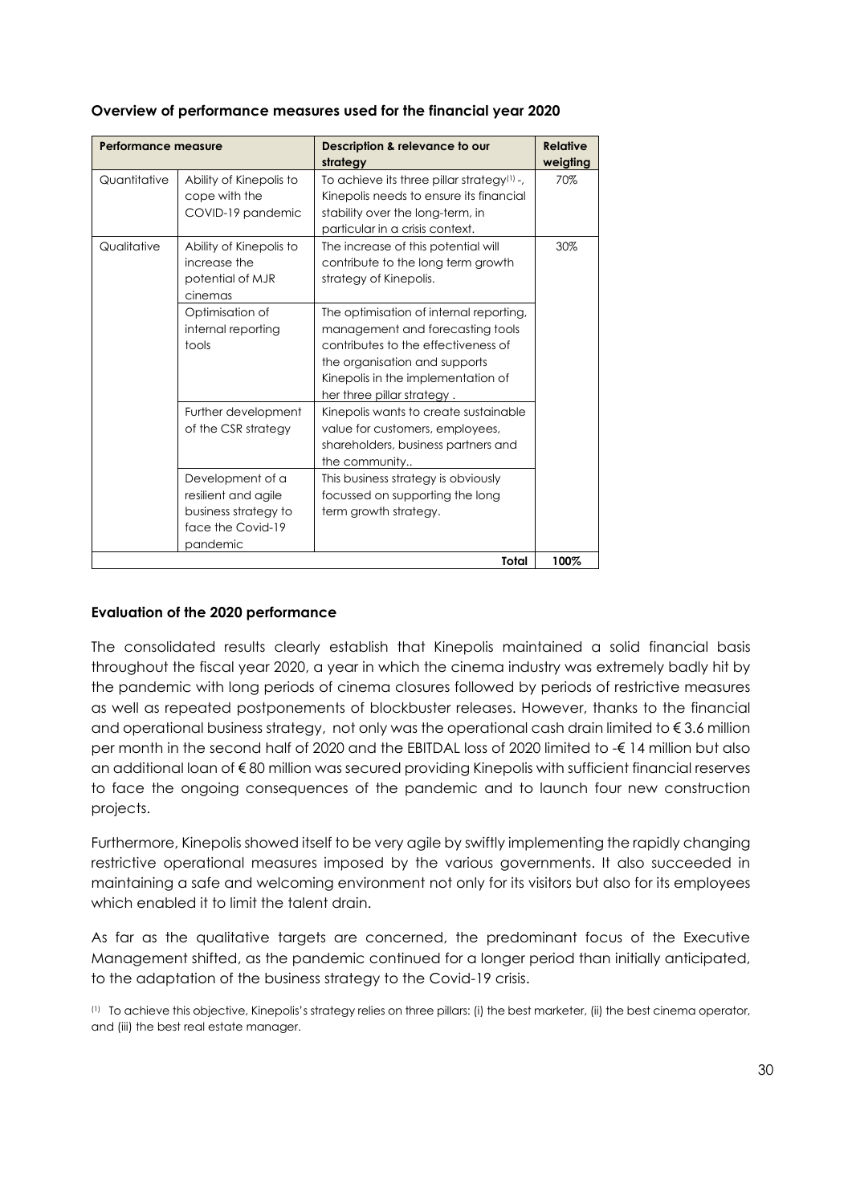**Overview of performance measures used for the financial year 2020**

| Performance measure | | Description & relevance to our strategy | Relative weigting |
|---|---|---|---|
| Quantitative | Ability of Kinepolis to cope with the COVID-19 pandemic | To achieve its three pillar strategy[1] -, Kinepolis needs to ensure its financial stability over the long-term, in particular in a crisis context. | 70% |
| Qualitative | Ability of Kinepolis to increase the potential of MJR cinemas | The increase of this potential will contribute to the long term growth strategy of Kinepolis. | 30% |
| | Optimisation of internal reporting tools | The optimisation of internal reporting, management and forecasting tools contributes to the effectiveness of the organisation and supports Kinepolis in the implementation of her three pillar strategy . | |
| | Further development of the CSR strategy | Kinepolis wants to create sustainable value for customers, employees, shareholders, business partners and the community.. | |
| | Development of a resilient and agile business strategy to face the Covid-19 pandemic | This business strategy is obviously focussed on supporting the long term growth strategy. | |
| | | **Total** | **100%** |

**Evaluation of the 2020 performance**

The consolidated results clearly establish that Kinepolis maintained a solid financial basis throughout the fiscal year 2020, a year in which the cinema industry was extremely badly hit by the pandemic with long periods of cinema closures followed by periods of restrictive measures as well as repeated postponements of blockbuster releases. However, thanks to the financial and operational business strategy, not only was the operational cash drain limited to € 3.6 million per month in the second half of 2020 and the EBITDAL loss of 2020 limited to -€ 14 million but also an additional loan of € 80 million was secured providing Kinepolis with sufficient financial reserves to face the ongoing consequences of the pandemic and to launch four new construction projects.

Furthermore, Kinepolis showed itself to be very agile by swiftly implementing the rapidly changing restrictive operational measures imposed by the various governments. It also succeeded in maintaining a safe and welcoming environment not only for its visitors but also for its employees which enabled it to limit the talent drain.

As far as the qualitative targets are concerned, the predominant focus of the Executive Management shifted, as the pandemic continued for a longer period than initially anticipated, to the adaptation of the business strategy to the Covid-19 crisis.

[1] To achieve this objective, Kinepolis's strategy relies on three pillars: (i) the best marketer, (ii) the best cinema operator, and (iii) the best real estate manager.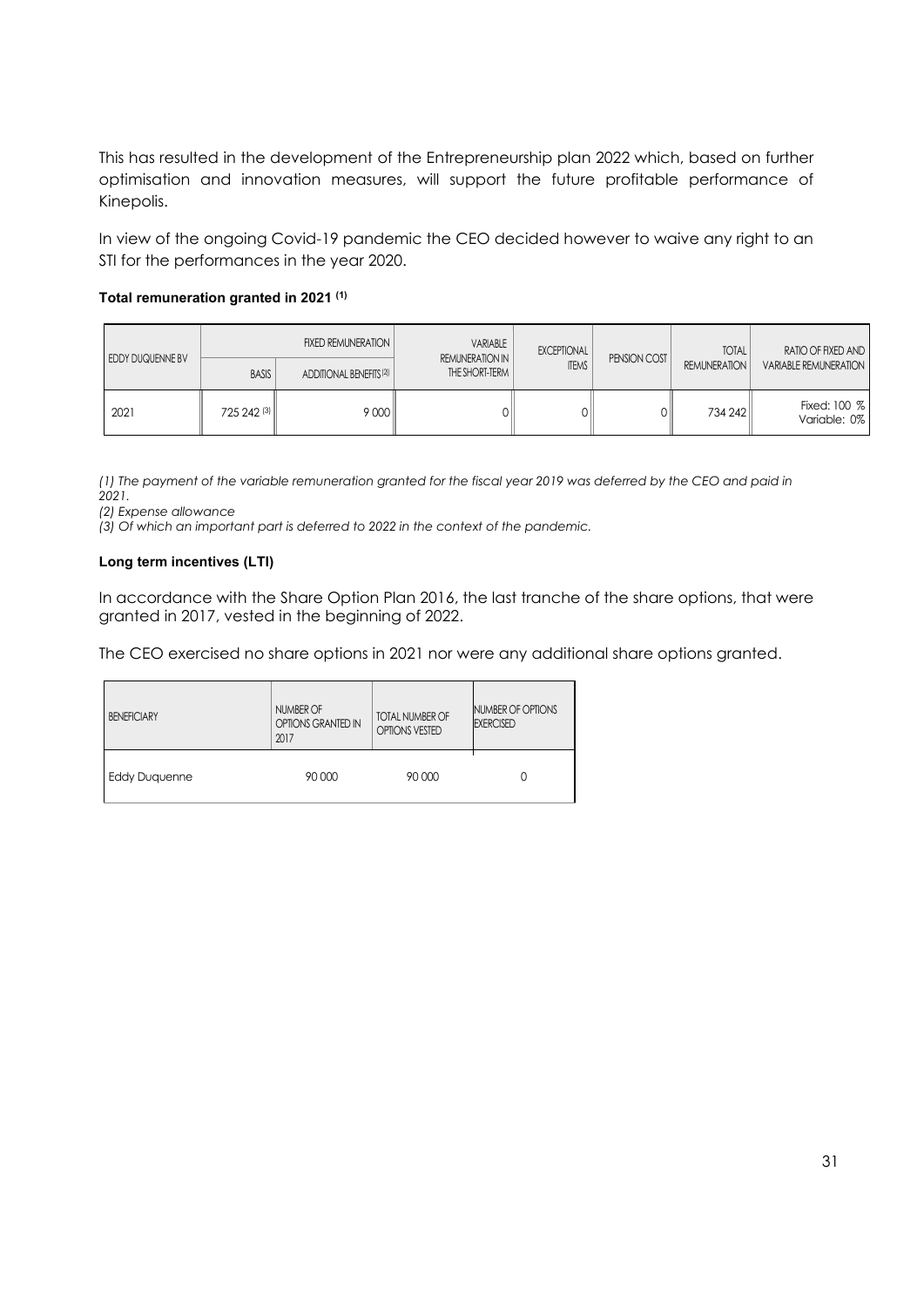This has resulted in the development of the Entrepreneurship plan 2022 which, based on further optimisation and innovation measures, will support the future profitable performance of Kinepolis.

In view of the ongoing Covid-19 pandemic the CEO decided however to waive any right to an STI for the performances in the year 2020.

**Total remuneration granted in 2021 (1)**

| EDDY DUQUENNE BV | FIXED REMUNERATION | | VARIABLE REMUNERATION IN THE SHORT-TERM | EXCEPTIONAL ITEMS | PENSION COST | TOTAL REMUNERATION | RATIO OF FIXED AND VARIABLE REMUNERATION |
|---|---|---|---|---|---|---|---|
| | BASIS | ADDITIONAL BENEFITS (2) | | | | | |
| 2021 | 725 242 (3) | 9 000 | 0 | 0 | 0 | 734 242 | Fixed: 100 % Variable: 0% |

*(1) The payment of the variable remuneration granted for the fiscal year 2019 was deferred by the CEO and paid in 2021.*
*(2) Expense allowance*
*(3) Of which an important part is deferred to 2022 in the context of the pandemic.*

**Long term incentives (LTI)**

In accordance with the Share Option Plan 2016, the last tranche of the share options, that were granted in 2017, vested in the beginning of 2022.

The CEO exercised no share options in 2021 nor were any additional share options granted.

| BENEFICIARY | NUMBER OF OPTIONS GRANTED IN 2017 | TOTAL NUMBER OF OPTIONS VESTED | NUMBER OF OPTIONS EXERCISED |
|---|---|---|---|
| Eddy Duquenne | 90 000 | 90 000 | 0 |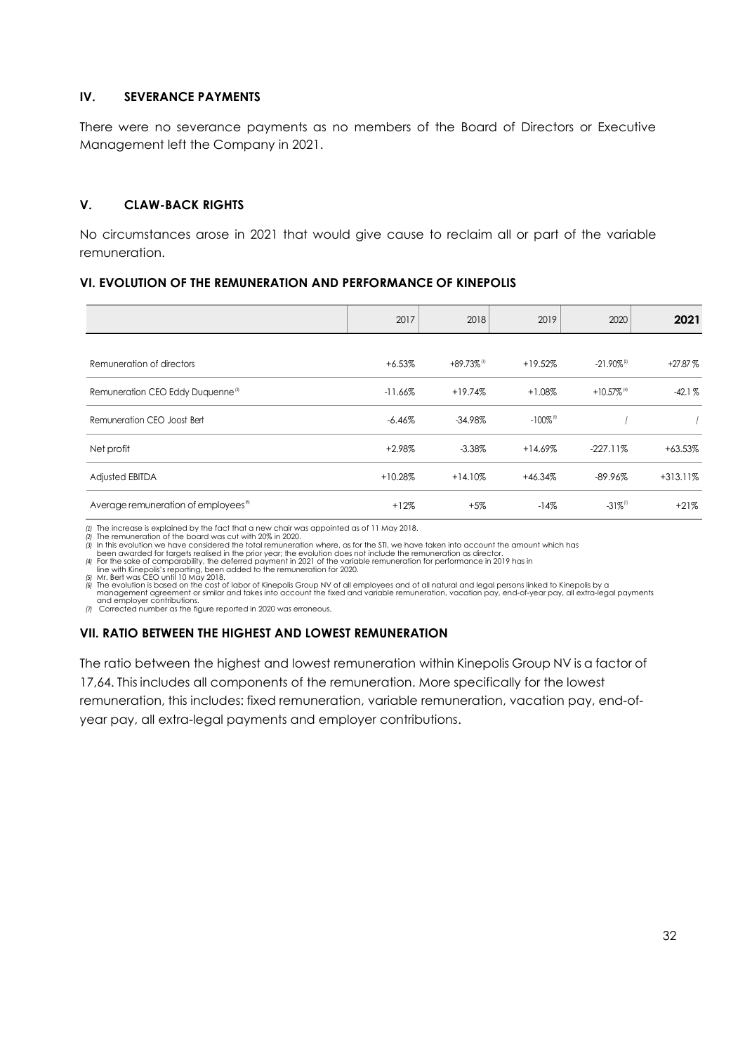## IV. SEVERANCE PAYMENTS

There were no severance payments as no members of the Board of Directors or Executive Management left the Company in 2021.

## V. CLAW-BACK RIGHTS

No circumstances arose in 2021 that would give cause to reclaim all or part of the variable remuneration.

## VI. EVOLUTION OF THE REMUNERATION AND PERFORMANCE OF KINEPOLIS

| | 2017 | 2018 | 2019 | 2020 | **2021** |
|---|---|---|---|---|---|
| Remuneration of directors | +6.53% | +89.73%[1] | +19.52% | -21.90%[2] | +27.87 % |
| Remuneration CEO Eddy Duquenne[3] | -11.66% | +19.74% | +1.08% | +10.57%[4] | -42.1 % |
| Remuneration CEO Joost Bert | -6.46% | -34.98% | -100%[5] | / | / |
| Net profit | +2.98% | -3.38% | +14.69% | -227.11% | +63.53% |
| Adjusted EBITDA | +10.28% | +14.10% | +46.34% | -89.96% | +313.11% |
| Average remuneration of employees[6] | +12% | +5% | -14% | -31%[7] | +21% |

*(1)* The increase is explained by the fact that a new chair was appointed as of 11 May 2018.
*(2)* The remuneration of the board was cut with 20% in 2020.
*(3)* In this evolution we have considered the total remuneration where, as for the STI, we have taken into account the amount which has been awarded for targets realised in the prior year; the evolution does not include the remuneration as director.
*(4)* For the sake of comparability, the deferred payment in 2021 of the variable remuneration for performance in 2019 has in line with Kinepolis's reporting, been added to the remuneration for 2020.
*(5)* Mr. Bert was CEO until 10 May 2018.
*(6)* The evolution is based on the cost of labor of Kinepolis Group NV of all employees and of all natural and legal persons linked to Kinepolis by a management agreement or similar and takes into account the fixed and variable remuneration, vacation pay, end-of-year pay, all extra-legal payments and employer contributions.
*(7)* Corrected number as the figure reported in 2020 was erroneous.

## VII. RATIO BETWEEN THE HIGHEST AND LOWEST REMUNERATION

The ratio between the highest and lowest remuneration within Kinepolis Group NV is a factor of 17,64. This includes all components of the remuneration. More specifically for the lowest remuneration, this includes: fixed remuneration, variable remuneration, vacation pay, end-of-year pay, all extra-legal payments and employer contributions.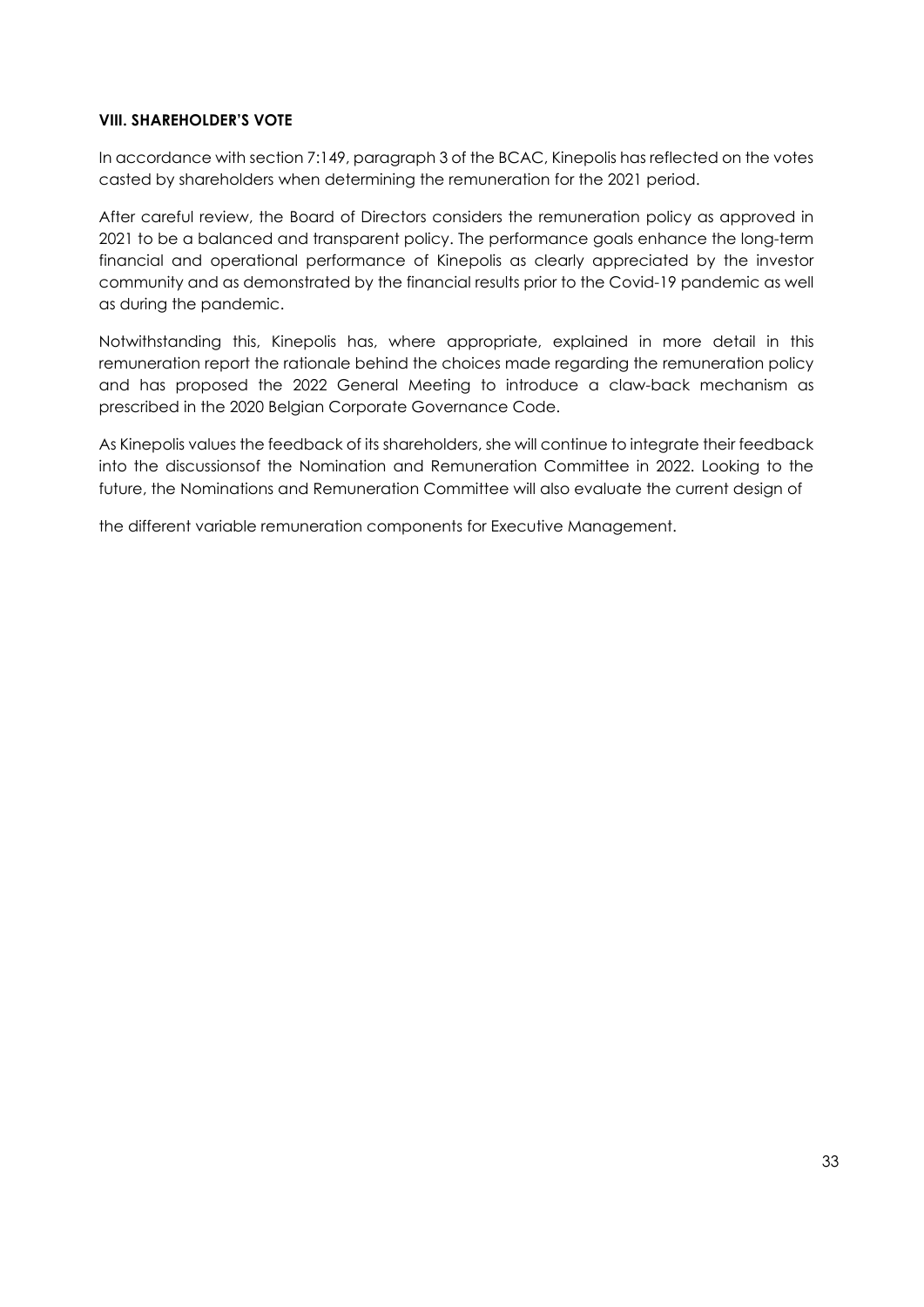**VIII. SHAREHOLDER'S VOTE**

In accordance with section 7:149, paragraph 3 of the BCAC, Kinepolis has reflected on the votes casted by shareholders when determining the remuneration for the 2021 period.

After careful review, the Board of Directors considers the remuneration policy as approved in 2021 to be a balanced and transparent policy. The performance goals enhance the long-term financial and operational performance of Kinepolis as clearly appreciated by the investor community and as demonstrated by the financial results prior to the Covid-19 pandemic as well as during the pandemic.

Notwithstanding this, Kinepolis has, where appropriate, explained in more detail in this remuneration report the rationale behind the choices made regarding the remuneration policy and has proposed the 2022 General Meeting to introduce a claw-back mechanism as prescribed in the 2020 Belgian Corporate Governance Code.

As Kinepolis values the feedback of its shareholders, she will continue to integrate their feedback into the discussionsof the Nomination and Remuneration Committee in 2022. Looking to the future, the Nominations and Remuneration Committee will also evaluate the current design of the different variable remuneration components for Executive Management.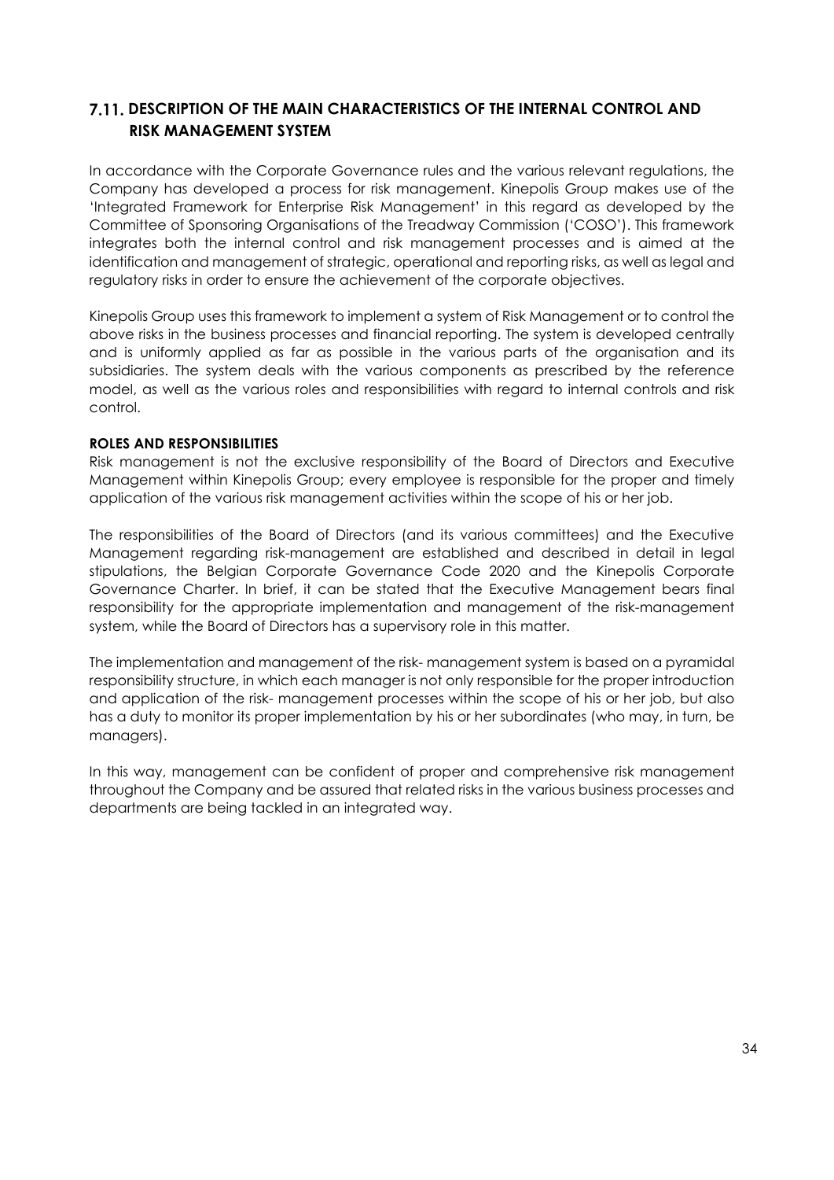## 7.11. DESCRIPTION OF THE MAIN CHARACTERISTICS OF THE INTERNAL CONTROL AND RISK MANAGEMENT SYSTEM

In accordance with the Corporate Governance rules and the various relevant regulations, the Company has developed a process for risk management. Kinepolis Group makes use of the 'Integrated Framework for Enterprise Risk Management' in this regard as developed by the Committee of Sponsoring Organisations of the Treadway Commission ('COSO'). This framework integrates both the internal control and risk management processes and is aimed at the identification and management of strategic, operational and reporting risks, as well as legal and regulatory risks in order to ensure the achievement of the corporate objectives.

Kinepolis Group uses this framework to implement a system of Risk Management or to control the above risks in the business processes and financial reporting. The system is developed centrally and is uniformly applied as far as possible in the various parts of the organisation and its subsidiaries. The system deals with the various components as prescribed by the reference model, as well as the various roles and responsibilities with regard to internal controls and risk control.

**ROLES AND RESPONSIBILITIES**

Risk management is not the exclusive responsibility of the Board of Directors and Executive Management within Kinepolis Group; every employee is responsible for the proper and timely application of the various risk management activities within the scope of his or her job.

The responsibilities of the Board of Directors (and its various committees) and the Executive Management regarding risk-management are established and described in detail in legal stipulations, the Belgian Corporate Governance Code 2020 and the Kinepolis Corporate Governance Charter. In brief, it can be stated that the Executive Management bears final responsibility for the appropriate implementation and management of the risk-management system, while the Board of Directors has a supervisory role in this matter.

The implementation and management of the risk- management system is based on a pyramidal responsibility structure, in which each manager is not only responsible for the proper introduction and application of the risk- management processes within the scope of his or her job, but also has a duty to monitor its proper implementation by his or her subordinates (who may, in turn, be managers).

In this way, management can be confident of proper and comprehensive risk management throughout the Company and be assured that related risks in the various business processes and departments are being tackled in an integrated way.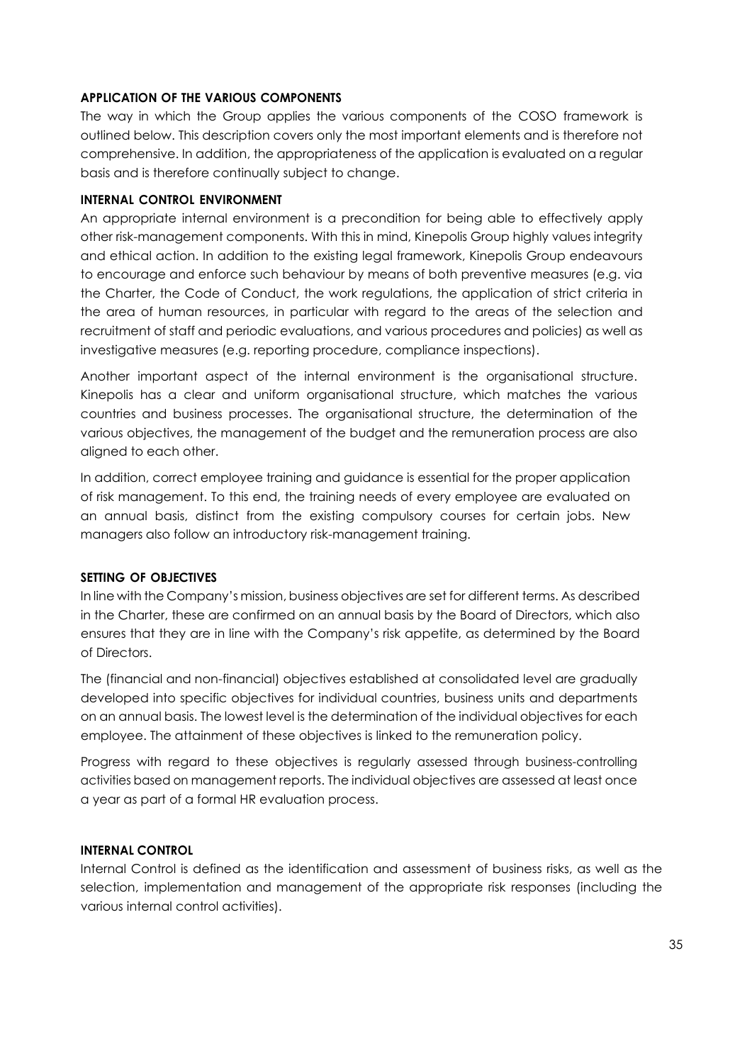## APPLICATION OF THE VARIOUS COMPONENTS

The way in which the Group applies the various components of the COSO framework is outlined below. This description covers only the most important elements and is therefore not comprehensive. In addition, the appropriateness of the application is evaluated on a regular basis and is therefore continually subject to change.

## INTERNAL CONTROL ENVIRONMENT

An appropriate internal environment is a precondition for being able to effectively apply other risk-management components. With this in mind, Kinepolis Group highly values integrity and ethical action. In addition to the existing legal framework, Kinepolis Group endeavours to encourage and enforce such behaviour by means of both preventive measures (e.g. via the Charter, the Code of Conduct, the work regulations, the application of strict criteria in the area of human resources, in particular with regard to the areas of the selection and recruitment of staff and periodic evaluations, and various procedures and policies) as well as investigative measures (e.g. reporting procedure, compliance inspections).

Another important aspect of the internal environment is the organisational structure. Kinepolis has a clear and uniform organisational structure, which matches the various countries and business processes. The organisational structure, the determination of the various objectives, the management of the budget and the remuneration process are also aligned to each other.

In addition, correct employee training and guidance is essential for the proper application of risk management. To this end, the training needs of every employee are evaluated on an annual basis, distinct from the existing compulsory courses for certain jobs. New managers also follow an introductory risk-management training.

## SETTING OF OBJECTIVES

In line with the Company's mission, business objectives are set for different terms. As described in the Charter, these are confirmed on an annual basis by the Board of Directors, which also ensures that they are in line with the Company's risk appetite, as determined by the Board of Directors.

The (financial and non-financial) objectives established at consolidated level are gradually developed into specific objectives for individual countries, business units and departments on an annual basis. The lowest level is the determination of the individual objectives for each employee. The attainment of these objectives is linked to the remuneration policy.

Progress with regard to these objectives is regularly assessed through business-controlling activities based on management reports. The individual objectives are assessed at least once a year as part of a formal HR evaluation process.

## INTERNAL CONTROL

Internal Control is defined as the identification and assessment of business risks, as well as the selection, implementation and management of the appropriate risk responses (including the various internal control activities).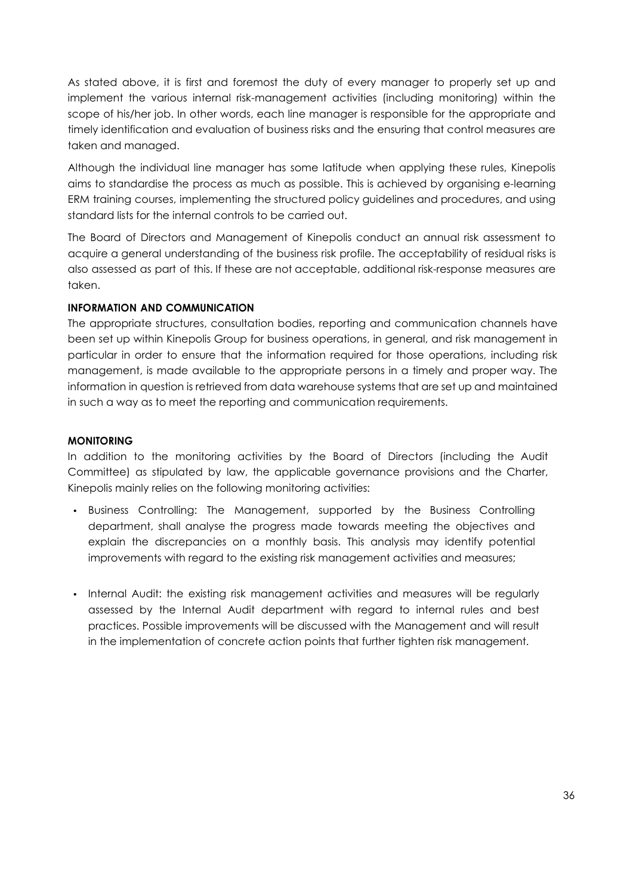As stated above, it is first and foremost the duty of every manager to properly set up and implement the various internal risk-management activities (including monitoring) within the scope of his/her job. In other words, each line manager is responsible for the appropriate and timely identification and evaluation of business risks and the ensuring that control measures are taken and managed.

Although the individual line manager has some latitude when applying these rules, Kinepolis aims to standardise the process as much as possible. This is achieved by organising e-learning ERM training courses, implementing the structured policy guidelines and procedures, and using standard lists for the internal controls to be carried out.

The Board of Directors and Management of Kinepolis conduct an annual risk assessment to acquire a general understanding of the business risk profile. The acceptability of residual risks is also assessed as part of this. If these are not acceptable, additional risk-response measures are taken.

**INFORMATION AND COMMUNICATION**

The appropriate structures, consultation bodies, reporting and communication channels have been set up within Kinepolis Group for business operations, in general, and risk management in particular in order to ensure that the information required for those operations, including risk management, is made available to the appropriate persons in a timely and proper way. The information in question is retrieved from data warehouse systems that are set up and maintained in such a way as to meet the reporting and communication requirements.

**MONITORING**

In addition to the monitoring activities by the Board of Directors (including the Audit Committee) as stipulated by law, the applicable governance provisions and the Charter, Kinepolis mainly relies on the following monitoring activities:

- Business Controlling: The Management, supported by the Business Controlling department, shall analyse the progress made towards meeting the objectives and explain the discrepancies on a monthly basis. This analysis may identify potential improvements with regard to the existing risk management activities and measures;
- Internal Audit: the existing risk management activities and measures will be regularly assessed by the Internal Audit department with regard to internal rules and best practices. Possible improvements will be discussed with the Management and will result in the implementation of concrete action points that further tighten risk management.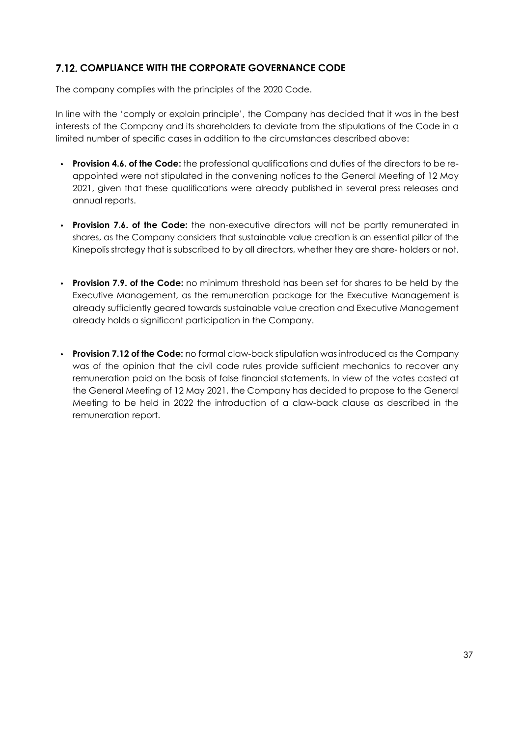## 7.12. COMPLIANCE WITH THE CORPORATE GOVERNANCE CODE

The company complies with the principles of the 2020 Code.

In line with the 'comply or explain principle', the Company has decided that it was in the best interests of the Company and its shareholders to deviate from the stipulations of the Code in a limited number of specific cases in addition to the circumstances described above:

- **Provision 4.6. of the Code:** the professional qualifications and duties of the directors to be re-appointed were not stipulated in the convening notices to the General Meeting of 12 May 2021, given that these qualifications were already published in several press releases and annual reports.

- **Provision 7.6. of the Code:** the non-executive directors will not be partly remunerated in shares, as the Company considers that sustainable value creation is an essential pillar of the Kinepolis strategy that is subscribed to by all directors, whether they are share- holders or not.

- **Provision 7.9. of the Code:** no minimum threshold has been set for shares to be held by the Executive Management, as the remuneration package for the Executive Management is already sufficiently geared towards sustainable value creation and Executive Management already holds a significant participation in the Company.

- **Provision 7.12 of the Code:** no formal claw-back stipulation was introduced as the Company was of the opinion that the civil code rules provide sufficient mechanics to recover any remuneration paid on the basis of false financial statements. In view of the votes casted at the General Meeting of 12 May 2021, the Company has decided to propose to the General Meeting to be held in 2022 the introduction of a claw-back clause as described in the remuneration report.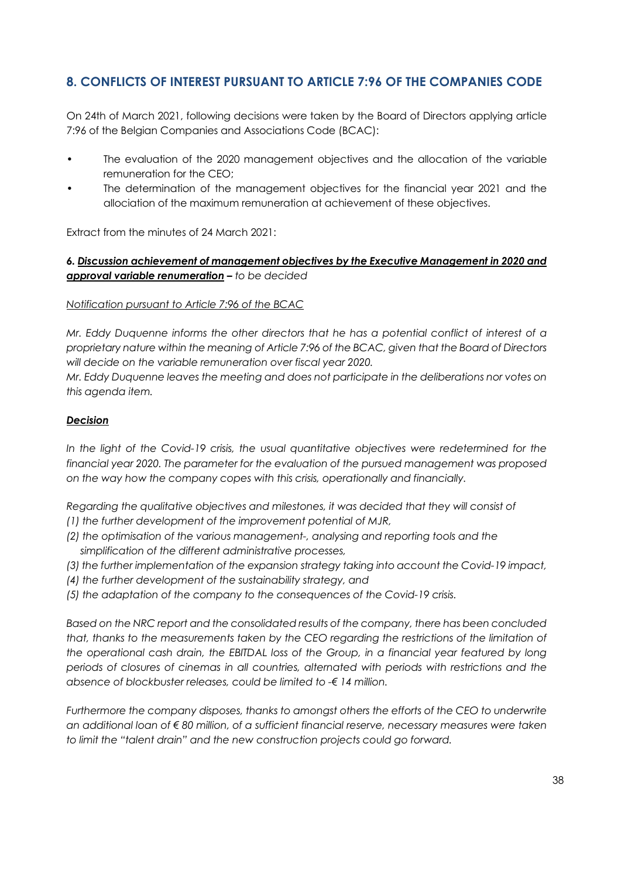## 8. CONFLICTS OF INTEREST PURSUANT TO ARTICLE 7:96 OF THE COMPANIES CODE

On 24th of March 2021, following decisions were taken by the Board of Directors applying article 7:96 of the Belgian Companies and Associations Code (BCAC):

- The evaluation of the 2020 management objectives and the allocation of the variable remuneration for the CEO;
- The determination of the management objectives for the financial year 2021 and the allociation of the maximum remuneration at achievement of these objectives.

Extract from the minutes of 24 March 2021:

***6. <u>Discussion achievement of management objectives by the Executive Management in 2020 and approval variable renumeration</u> –*** *to be decided*

*<u>Notification pursuant to Article 7:96 of the BCAC</u>*

*Mr. Eddy Duquenne informs the other directors that he has a potential conflict of interest of a proprietary nature within the meaning of Article 7:96 of the BCAC, given that the Board of Directors will decide on the variable remuneration over fiscal year 2020.*

*Mr. Eddy Duquenne leaves the meeting and does not participate in the deliberations nor votes on this agenda item.*

***<u>Decision</u>***

*In the light of the Covid-19 crisis, the usual quantitative objectives were redetermined for the financial year 2020. The parameter for the evaluation of the pursued management was proposed on the way how the company copes with this crisis, operationally and financially.*

*Regarding the qualitative objectives and milestones, it was decided that they will consist of*

*(1) the further development of the improvement potential of MJR,*

*(2) the optimisation of the various management-, analysing and reporting tools and the simplification of the different administrative processes,*

*(3) the further implementation of the expansion strategy taking into account the Covid-19 impact,*

*(4) the further development of the sustainability strategy, and*

*(5) the adaptation of the company to the consequences of the Covid-19 crisis.*

*Based on the NRC report and the consolidated results of the company, there has been concluded that, thanks to the measurements taken by the CEO regarding the restrictions of the limitation of the operational cash drain, the EBITDAL loss of the Group, in a financial year featured by long periods of closures of cinemas in all countries, alternated with periods with restrictions and the absence of blockbuster releases, could be limited to -€ 14 million.*

*Furthermore the company disposes, thanks to amongst others the efforts of the CEO to underwrite an additional loan of € 80 million, of a sufficient financial reserve, necessary measures were taken to limit the "talent drain" and the new construction projects could go forward.*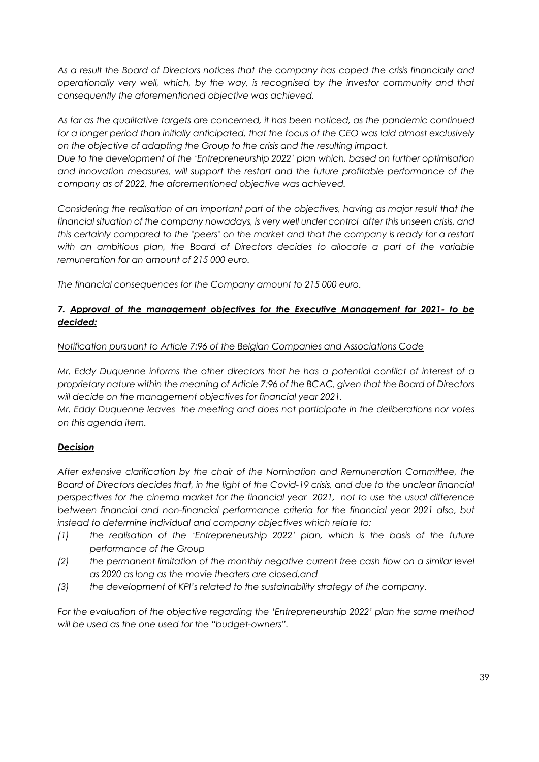*As a result the Board of Directors notices that the company has coped the crisis financially and operationally very well, which, by the way, is recognised by the investor community and that consequently the aforementioned objective was achieved.*

*As far as the qualitative targets are concerned, it has been noticed, as the pandemic continued for a longer period than initially anticipated, that the focus of the CEO was laid almost exclusively on the objective of adapting the Group to the crisis and the resulting impact.*
*Due to the development of the 'Entrepreneurship 2022' plan which, based on further optimisation and innovation measures, will support the restart and the future profitable performance of the company as of 2022, the aforementioned objective was achieved.*

*Considering the realisation of an important part of the objectives, having as major result that the financial situation of the company nowadays, is very well under control after this unseen crisis, and this certainly compared to the "peers" on the market and that the company is ready for a restart with an ambitious plan, the Board of Directors decides to allocate a part of the variable remuneration for an amount of 215 000 euro.*

*The financial consequences for the Company amount to 215 000 euro.*

### *7. Approval of the management objectives for the Executive Management for 2021- to be decided:*

*Notification pursuant to Article 7:96 of the Belgian Companies and Associations Code*

*Mr. Eddy Duquenne informs the other directors that he has a potential conflict of interest of a proprietary nature within the meaning of Article 7:96 of the BCAC, given that the Board of Directors will decide on the management objectives for financial year 2021.*
*Mr. Eddy Duquenne leaves the meeting and does not participate in the deliberations nor votes on this agenda item.*

***Decision***

*After extensive clarification by the chair of the Nomination and Remuneration Committee, the Board of Directors decides that, in the light of the Covid-19 crisis, and due to the unclear financial perspectives for the cinema market for the financial year 2021, not to use the usual difference between financial and non-financial performance criteria for the financial year 2021 also, but instead to determine individual and company objectives which relate to:*

*(1) the realisation of the 'Entrepreneurship 2022' plan, which is the basis of the future performance of the Group*
*(2) the permanent limitation of the monthly negative current free cash flow on a similar level as 2020 as long as the movie theaters are closed,and*
*(3) the development of KPI's related to the sustainability strategy of the company.*

*For the evaluation of the objective regarding the 'Entrepreneurship 2022' plan the same method will be used as the one used for the "budget-owners".*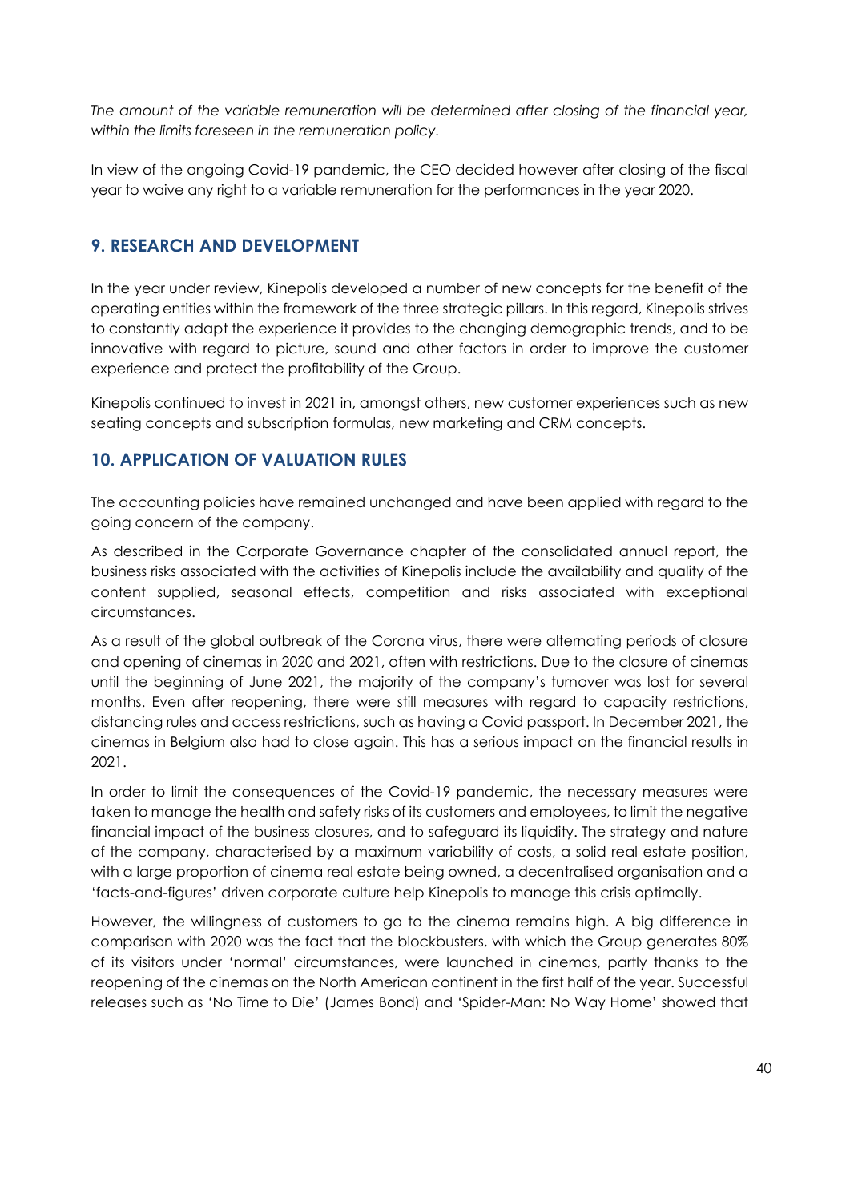*The amount of the variable remuneration will be determined after closing of the financial year, within the limits foreseen in the remuneration policy.*

In view of the ongoing Covid-19 pandemic, the CEO decided however after closing of the fiscal year to waive any right to a variable remuneration for the performances in the year 2020.

## 9. RESEARCH AND DEVELOPMENT

In the year under review, Kinepolis developed a number of new concepts for the benefit of the operating entities within the framework of the three strategic pillars. In this regard, Kinepolis strives to constantly adapt the experience it provides to the changing demographic trends, and to be innovative with regard to picture, sound and other factors in order to improve the customer experience and protect the profitability of the Group.

Kinepolis continued to invest in 2021 in, amongst others, new customer experiences such as new seating concepts and subscription formulas, new marketing and CRM concepts.

## 10. APPLICATION OF VALUATION RULES

The accounting policies have remained unchanged and have been applied with regard to the going concern of the company.

As described in the Corporate Governance chapter of the consolidated annual report, the business risks associated with the activities of Kinepolis include the availability and quality of the content supplied, seasonal effects, competition and risks associated with exceptional circumstances.

As a result of the global outbreak of the Corona virus, there were alternating periods of closure and opening of cinemas in 2020 and 2021, often with restrictions. Due to the closure of cinemas until the beginning of June 2021, the majority of the company's turnover was lost for several months. Even after reopening, there were still measures with regard to capacity restrictions, distancing rules and access restrictions, such as having a Covid passport. In December 2021, the cinemas in Belgium also had to close again. This has a serious impact on the financial results in 2021.

In order to limit the consequences of the Covid-19 pandemic, the necessary measures were taken to manage the health and safety risks of its customers and employees, to limit the negative financial impact of the business closures, and to safeguard its liquidity. The strategy and nature of the company, characterised by a maximum variability of costs, a solid real estate position, with a large proportion of cinema real estate being owned, a decentralised organisation and a 'facts-and-figures' driven corporate culture help Kinepolis to manage this crisis optimally.

However, the willingness of customers to go to the cinema remains high. A big difference in comparison with 2020 was the fact that the blockbusters, with which the Group generates 80% of its visitors under 'normal' circumstances, were launched in cinemas, partly thanks to the reopening of the cinemas on the North American continent in the first half of the year. Successful releases such as 'No Time to Die' (James Bond) and 'Spider-Man: No Way Home' showed that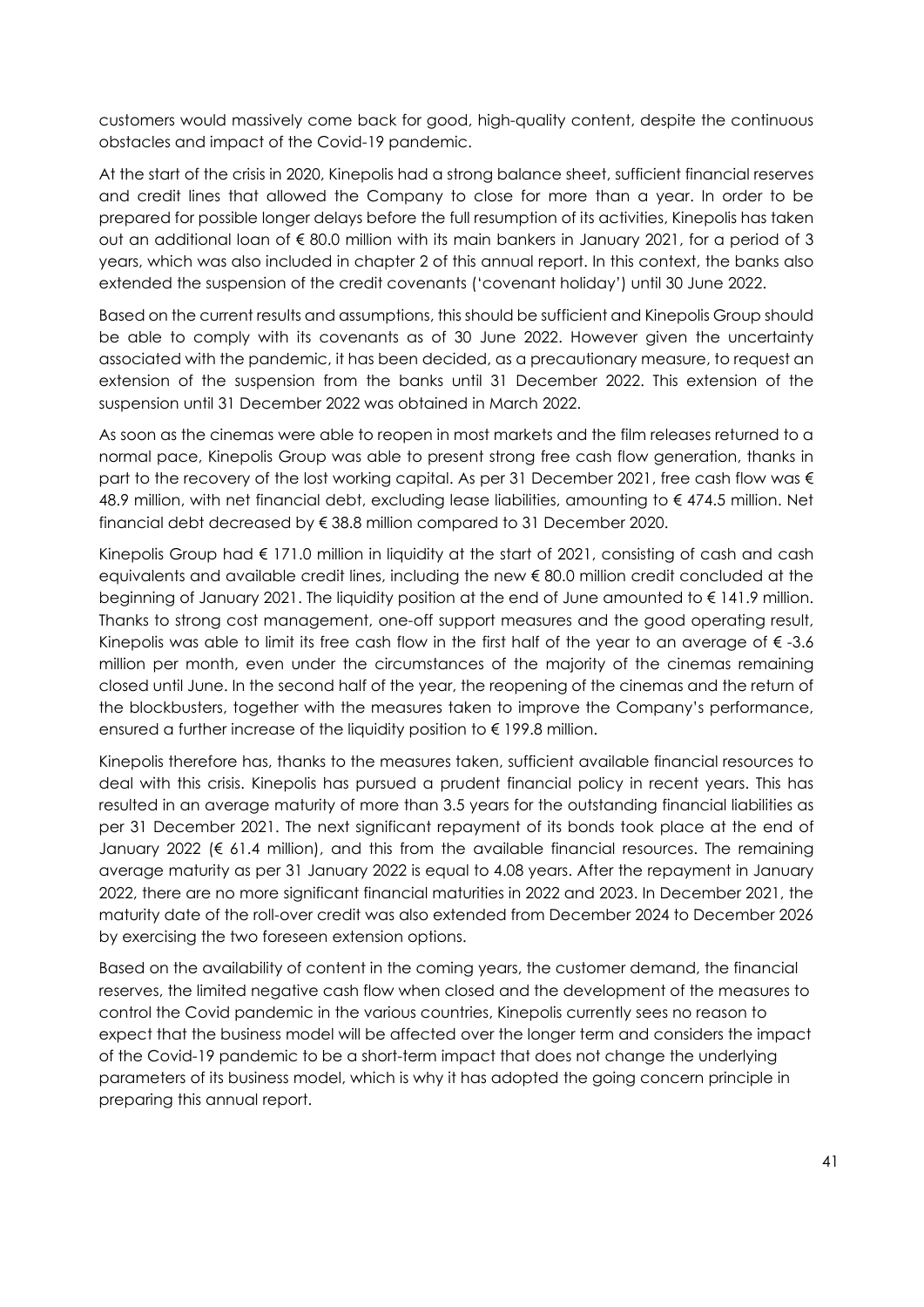customers would massively come back for good, high-quality content, despite the continuous obstacles and impact of the Covid-19 pandemic.

At the start of the crisis in 2020, Kinepolis had a strong balance sheet, sufficient financial reserves and credit lines that allowed the Company to close for more than a year. In order to be prepared for possible longer delays before the full resumption of its activities, Kinepolis has taken out an additional loan of € 80.0 million with its main bankers in January 2021, for a period of 3 years, which was also included in chapter 2 of this annual report. In this context, the banks also extended the suspension of the credit covenants ('covenant holiday') until 30 June 2022.

Based on the current results and assumptions, this should be sufficient and Kinepolis Group should be able to comply with its covenants as of 30 June 2022. However given the uncertainty associated with the pandemic, it has been decided, as a precautionary measure, to request an extension of the suspension from the banks until 31 December 2022. This extension of the suspension until 31 December 2022 was obtained in March 2022.

As soon as the cinemas were able to reopen in most markets and the film releases returned to a normal pace, Kinepolis Group was able to present strong free cash flow generation, thanks in part to the recovery of the lost working capital. As per 31 December 2021, free cash flow was € 48.9 million, with net financial debt, excluding lease liabilities, amounting to € 474.5 million. Net financial debt decreased by € 38.8 million compared to 31 December 2020.

Kinepolis Group had € 171.0 million in liquidity at the start of 2021, consisting of cash and cash equivalents and available credit lines, including the new € 80.0 million credit concluded at the beginning of January 2021. The liquidity position at the end of June amounted to € 141.9 million. Thanks to strong cost management, one-off support measures and the good operating result, Kinepolis was able to limit its free cash flow in the first half of the year to an average of € -3.6 million per month, even under the circumstances of the majority of the cinemas remaining closed until June. In the second half of the year, the reopening of the cinemas and the return of the blockbusters, together with the measures taken to improve the Company's performance, ensured a further increase of the liquidity position to € 199.8 million.

Kinepolis therefore has, thanks to the measures taken, sufficient available financial resources to deal with this crisis. Kinepolis has pursued a prudent financial policy in recent years. This has resulted in an average maturity of more than 3.5 years for the outstanding financial liabilities as per 31 December 2021. The next significant repayment of its bonds took place at the end of January 2022 (€ 61.4 million), and this from the available financial resources. The remaining average maturity as per 31 January 2022 is equal to 4.08 years. After the repayment in January 2022, there are no more significant financial maturities in 2022 and 2023. In December 2021, the maturity date of the roll-over credit was also extended from December 2024 to December 2026 by exercising the two foreseen extension options.

Based on the availability of content in the coming years, the customer demand, the financial reserves, the limited negative cash flow when closed and the development of the measures to control the Covid pandemic in the various countries, Kinepolis currently sees no reason to expect that the business model will be affected over the longer term and considers the impact of the Covid-19 pandemic to be a short-term impact that does not change the underlying parameters of its business model, which is why it has adopted the going concern principle in preparing this annual report.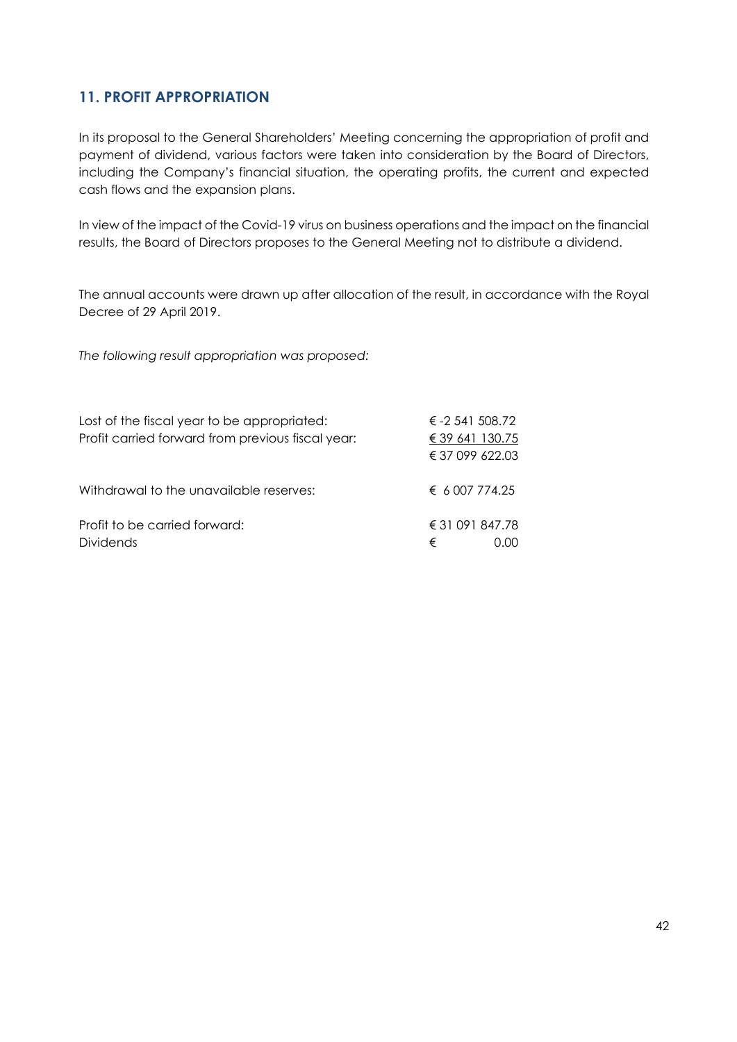## 11. PROFIT APPROPRIATION

In its proposal to the General Shareholders' Meeting concerning the appropriation of profit and payment of dividend, various factors were taken into consideration by the Board of Directors, including the Company's financial situation, the operating profits, the current and expected cash flows and the expansion plans.

In view of the impact of the Covid-19 virus on business operations and the impact on the financial results, the Board of Directors proposes to the General Meeting not to distribute a dividend.

The annual accounts were drawn up after allocation of the result, in accordance with the Royal Decree of 29 April 2019.

*The following result appropriation was proposed:*

| | |
|---|---|
| Lost of the fiscal year to be appropriated: | € -2 541 508.72 |
| Profit carried forward from previous fiscal year: | € 39 641 130.75 |
| | € 37 099 622.03 |
| Withdrawal to the unavailable reserves: | € 6 007 774.25 |
| Profit to be carried forward: | € 31 091 847.78 |
| Dividends | € 0.00 |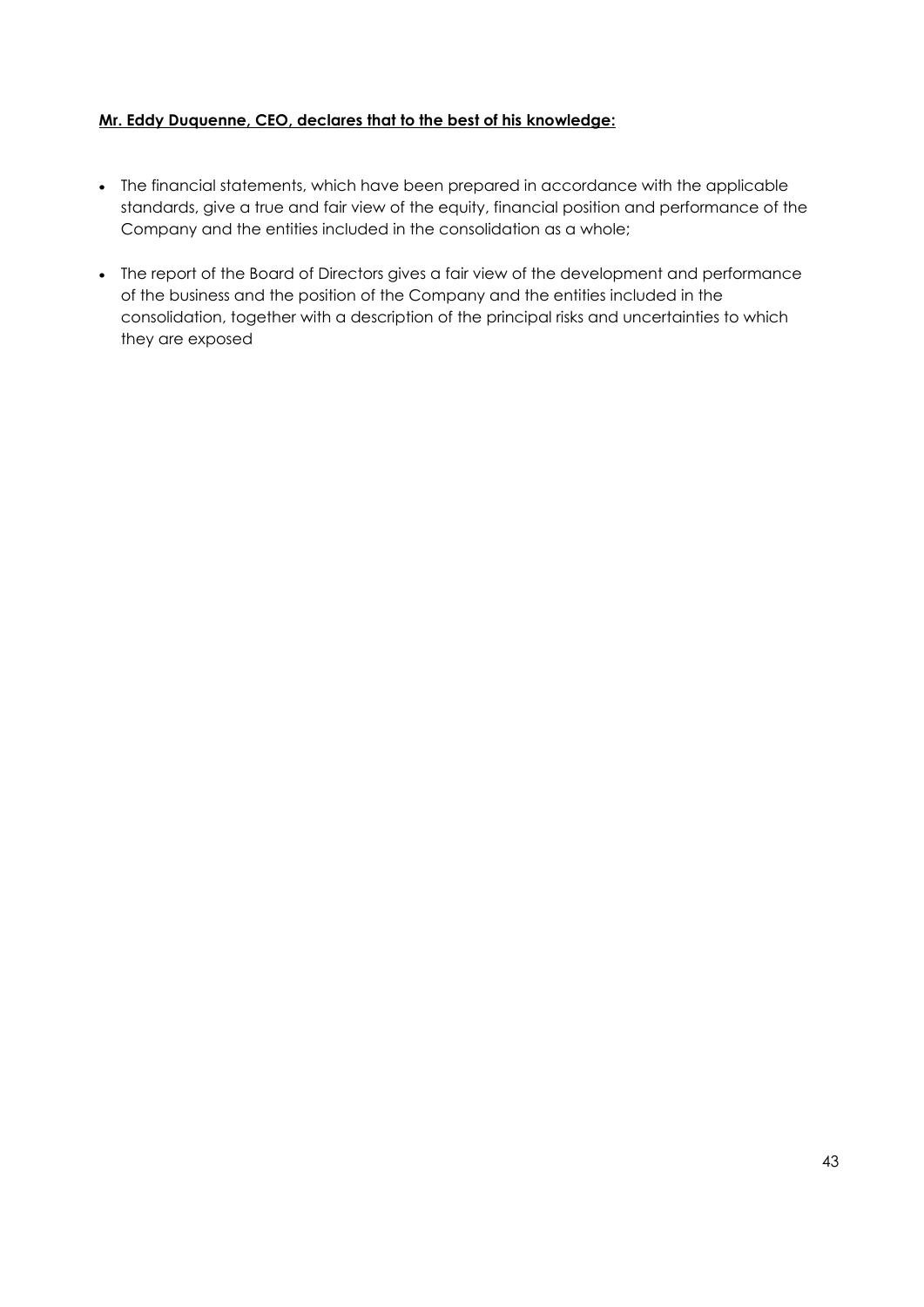**Mr. Eddy Duquenne, CEO, declares that to the best of his knowledge:**

- The financial statements, which have been prepared in accordance with the applicable standards, give a true and fair view of the equity, financial position and performance of the Company and the entities included in the consolidation as a whole;

- The report of the Board of Directors gives a fair view of the development and performance of the business and the position of the Company and the entities included in the consolidation, together with a description of the principal risks and uncertainties to which they are exposed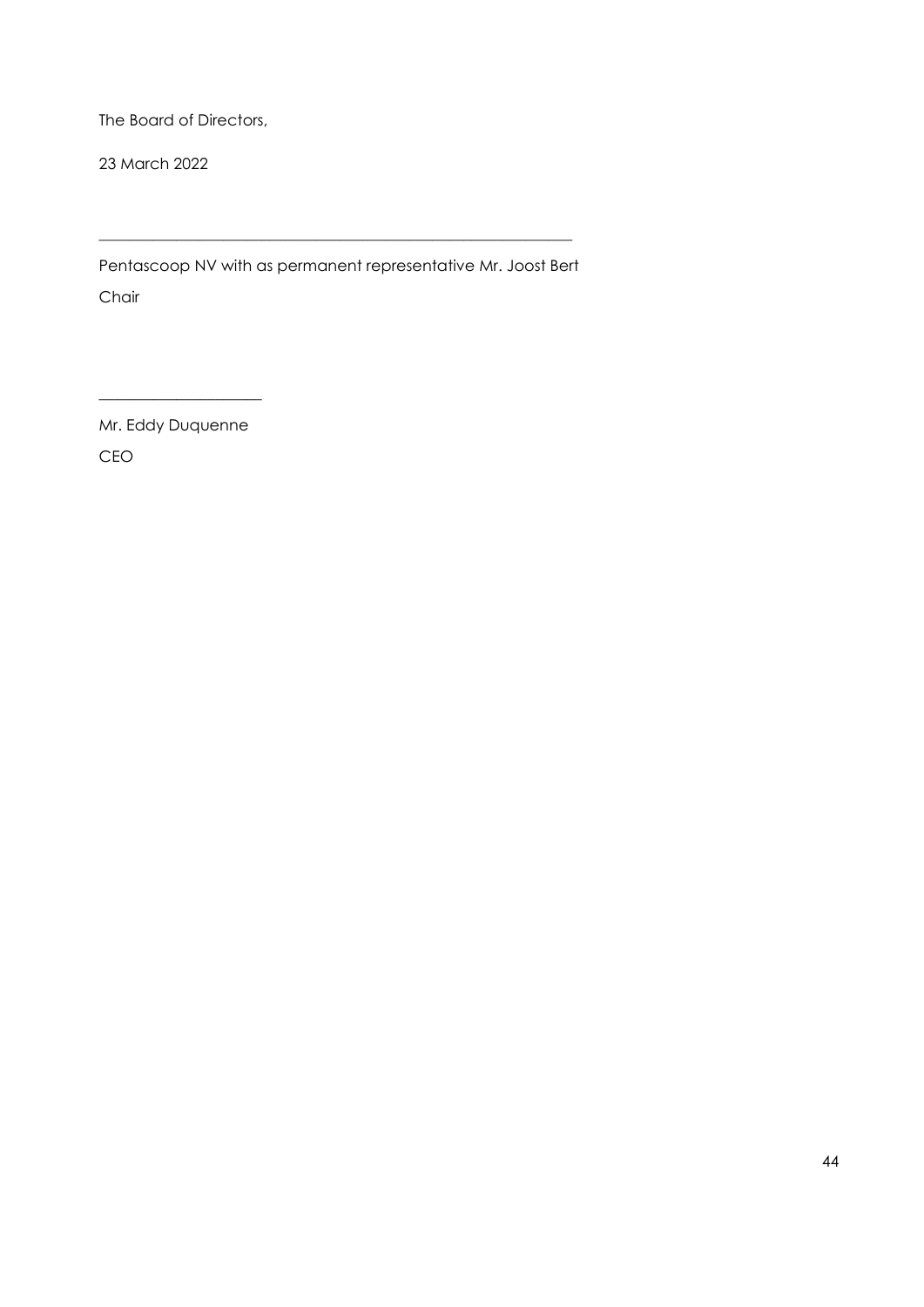The Board of Directors,

23 March 2022

\_\_\_\_\_\_\_\_\_\_\_\_\_\_\_\_\_\_\_\_\_\_\_\_\_\_\_\_\_\_\_\_\_\_\_\_\_\_\_\_\_\_\_\_\_\_\_\_\_\_\_\_\_\_\_\_\_\_\_\_

Pentascoop NV with as permanent representative Mr. Joost Bert

Chair

\_\_\_\_\_\_\_\_\_\_\_\_\_\_\_\_\_\_\_\_

Mr. Eddy Duquenne

CEO